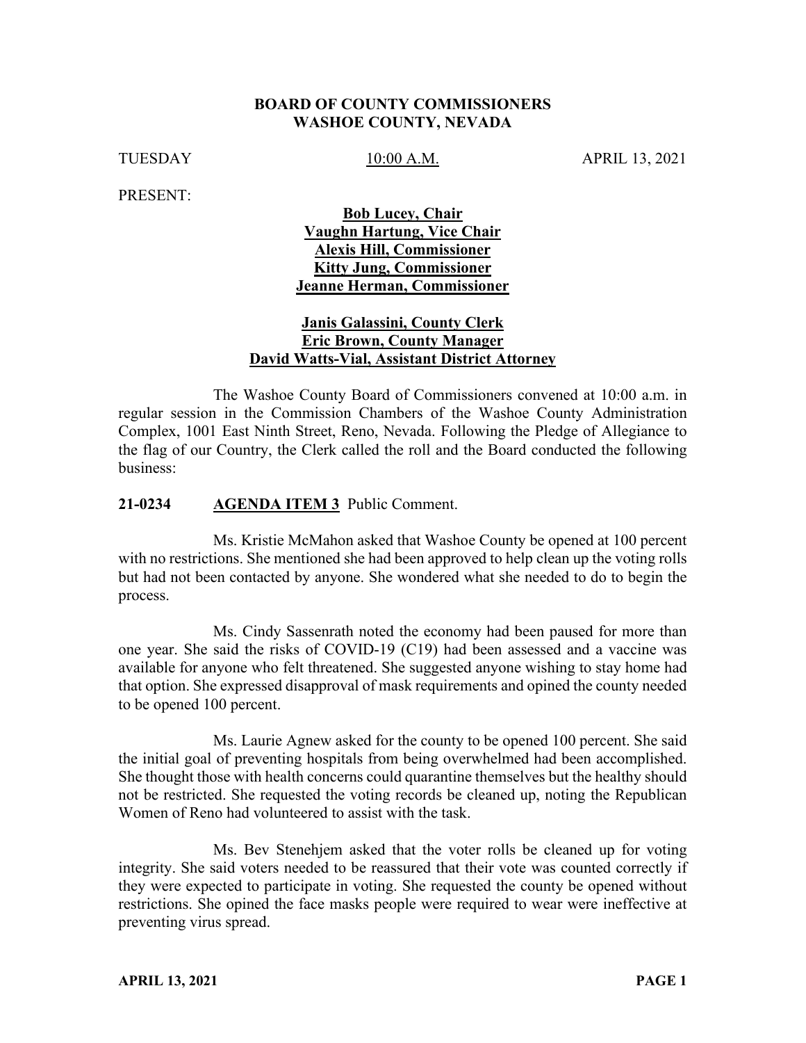**BOARD OF COUNTY COMMISSIONERS**
**WASHOE COUNTY, NEVADA**

TUESDAY 10:00 A.M. APRIL 13, 2021

PRESENT:

**Bob Lucey, Chair**
**Vaughn Hartung, Vice Chair**
**Alexis Hill, Commissioner**
**Kitty Jung, Commissioner**
**Jeanne Herman, Commissioner**

**Janis Galassini, County Clerk**
**Eric Brown, County Manager**
**David Watts-Vial, Assistant District Attorney**

The Washoe County Board of Commissioners convened at 10:00 a.m. in regular session in the Commission Chambers of the Washoe County Administration Complex, 1001 East Ninth Street, Reno, Nevada. Following the Pledge of Allegiance to the flag of our Country, the Clerk called the roll and the Board conducted the following business:

**21-0234 AGENDA ITEM 3** Public Comment.

Ms. Kristie McMahon asked that Washoe County be opened at 100 percent with no restrictions. She mentioned she had been approved to help clean up the voting rolls but had not been contacted by anyone. She wondered what she needed to do to begin the process.

Ms. Cindy Sassenrath noted the economy had been paused for more than one year. She said the risks of COVID-19 (C19) had been assessed and a vaccine was available for anyone who felt threatened. She suggested anyone wishing to stay home had that option. She expressed disapproval of mask requirements and opined the county needed to be opened 100 percent.

Ms. Laurie Agnew asked for the county to be opened 100 percent. She said the initial goal of preventing hospitals from being overwhelmed had been accomplished. She thought those with health concerns could quarantine themselves but the healthy should not be restricted. She requested the voting records be cleaned up, noting the Republican Women of Reno had volunteered to assist with the task.

Ms. Bev Stenehjem asked that the voter rolls be cleaned up for voting integrity. She said voters needed to be reassured that their vote was counted correctly if they were expected to participate in voting. She requested the county be opened without restrictions. She opined the face masks people were required to wear were ineffective at preventing virus spread.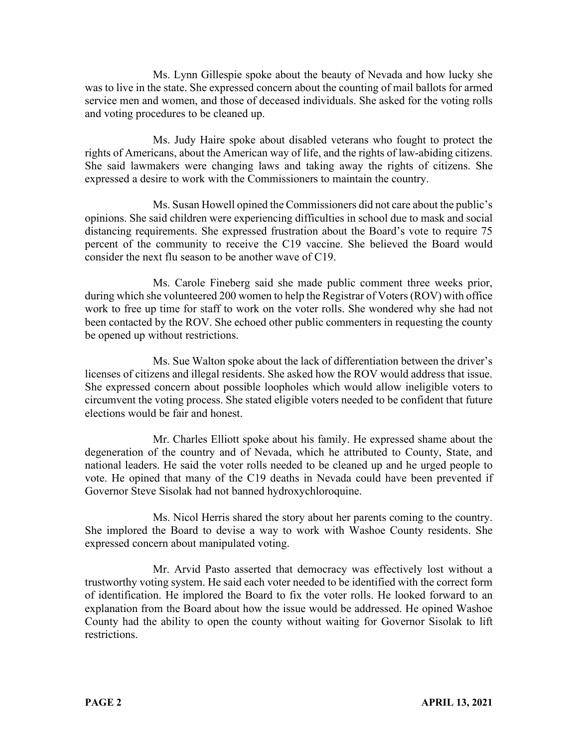Ms. Lynn Gillespie spoke about the beauty of Nevada and how lucky she was to live in the state. She expressed concern about the counting of mail ballots for armed service men and women, and those of deceased individuals. She asked for the voting rolls and voting procedures to be cleaned up.

Ms. Judy Haire spoke about disabled veterans who fought to protect the rights of Americans, about the American way of life, and the rights of law-abiding citizens. She said lawmakers were changing laws and taking away the rights of citizens. She expressed a desire to work with the Commissioners to maintain the country.

Ms. Susan Howell opined the Commissioners did not care about the public's opinions. She said children were experiencing difficulties in school due to mask and social distancing requirements. She expressed frustration about the Board's vote to require 75 percent of the community to receive the C19 vaccine. She believed the Board would consider the next flu season to be another wave of C19.

Ms. Carole Fineberg said she made public comment three weeks prior, during which she volunteered 200 women to help the Registrar of Voters (ROV) with office work to free up time for staff to work on the voter rolls. She wondered why she had not been contacted by the ROV. She echoed other public commenters in requesting the county be opened up without restrictions.

Ms. Sue Walton spoke about the lack of differentiation between the driver's licenses of citizens and illegal residents. She asked how the ROV would address that issue. She expressed concern about possible loopholes which would allow ineligible voters to circumvent the voting process. She stated eligible voters needed to be confident that future elections would be fair and honest.

Mr. Charles Elliott spoke about his family. He expressed shame about the degeneration of the country and of Nevada, which he attributed to County, State, and national leaders. He said the voter rolls needed to be cleaned up and he urged people to vote. He opined that many of the C19 deaths in Nevada could have been prevented if Governor Steve Sisolak had not banned hydroxychloroquine.

Ms. Nicol Herris shared the story about her parents coming to the country. She implored the Board to devise a way to work with Washoe County residents. She expressed concern about manipulated voting.

Mr. Arvid Pasto asserted that democracy was effectively lost without a trustworthy voting system. He said each voter needed to be identified with the correct form of identification. He implored the Board to fix the voter rolls. He looked forward to an explanation from the Board about how the issue would be addressed. He opined Washoe County had the ability to open the county without waiting for Governor Sisolak to lift restrictions.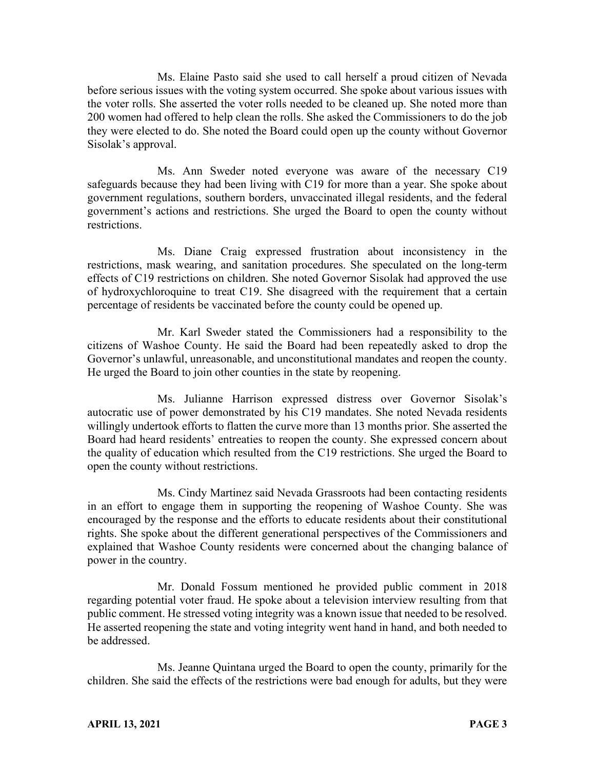Ms. Elaine Pasto said she used to call herself a proud citizen of Nevada before serious issues with the voting system occurred. She spoke about various issues with the voter rolls. She asserted the voter rolls needed to be cleaned up. She noted more than 200 women had offered to help clean the rolls. She asked the Commissioners to do the job they were elected to do. She noted the Board could open up the county without Governor Sisolak's approval.

Ms. Ann Sweder noted everyone was aware of the necessary C19 safeguards because they had been living with C19 for more than a year. She spoke about government regulations, southern borders, unvaccinated illegal residents, and the federal government's actions and restrictions. She urged the Board to open the county without restrictions.

Ms. Diane Craig expressed frustration about inconsistency in the restrictions, mask wearing, and sanitation procedures. She speculated on the long-term effects of C19 restrictions on children. She noted Governor Sisolak had approved the use of hydroxychloroquine to treat C19. She disagreed with the requirement that a certain percentage of residents be vaccinated before the county could be opened up.

Mr. Karl Sweder stated the Commissioners had a responsibility to the citizens of Washoe County. He said the Board had been repeatedly asked to drop the Governor's unlawful, unreasonable, and unconstitutional mandates and reopen the county. He urged the Board to join other counties in the state by reopening.

Ms. Julianne Harrison expressed distress over Governor Sisolak's autocratic use of power demonstrated by his C19 mandates. She noted Nevada residents willingly undertook efforts to flatten the curve more than 13 months prior. She asserted the Board had heard residents' entreaties to reopen the county. She expressed concern about the quality of education which resulted from the C19 restrictions. She urged the Board to open the county without restrictions.

Ms. Cindy Martinez said Nevada Grassroots had been contacting residents in an effort to engage them in supporting the reopening of Washoe County. She was encouraged by the response and the efforts to educate residents about their constitutional rights. She spoke about the different generational perspectives of the Commissioners and explained that Washoe County residents were concerned about the changing balance of power in the country.

Mr. Donald Fossum mentioned he provided public comment in 2018 regarding potential voter fraud. He spoke about a television interview resulting from that public comment. He stressed voting integrity was a known issue that needed to be resolved. He asserted reopening the state and voting integrity went hand in hand, and both needed to be addressed.

Ms. Jeanne Quintana urged the Board to open the county, primarily for the children. She said the effects of the restrictions were bad enough for adults, but they were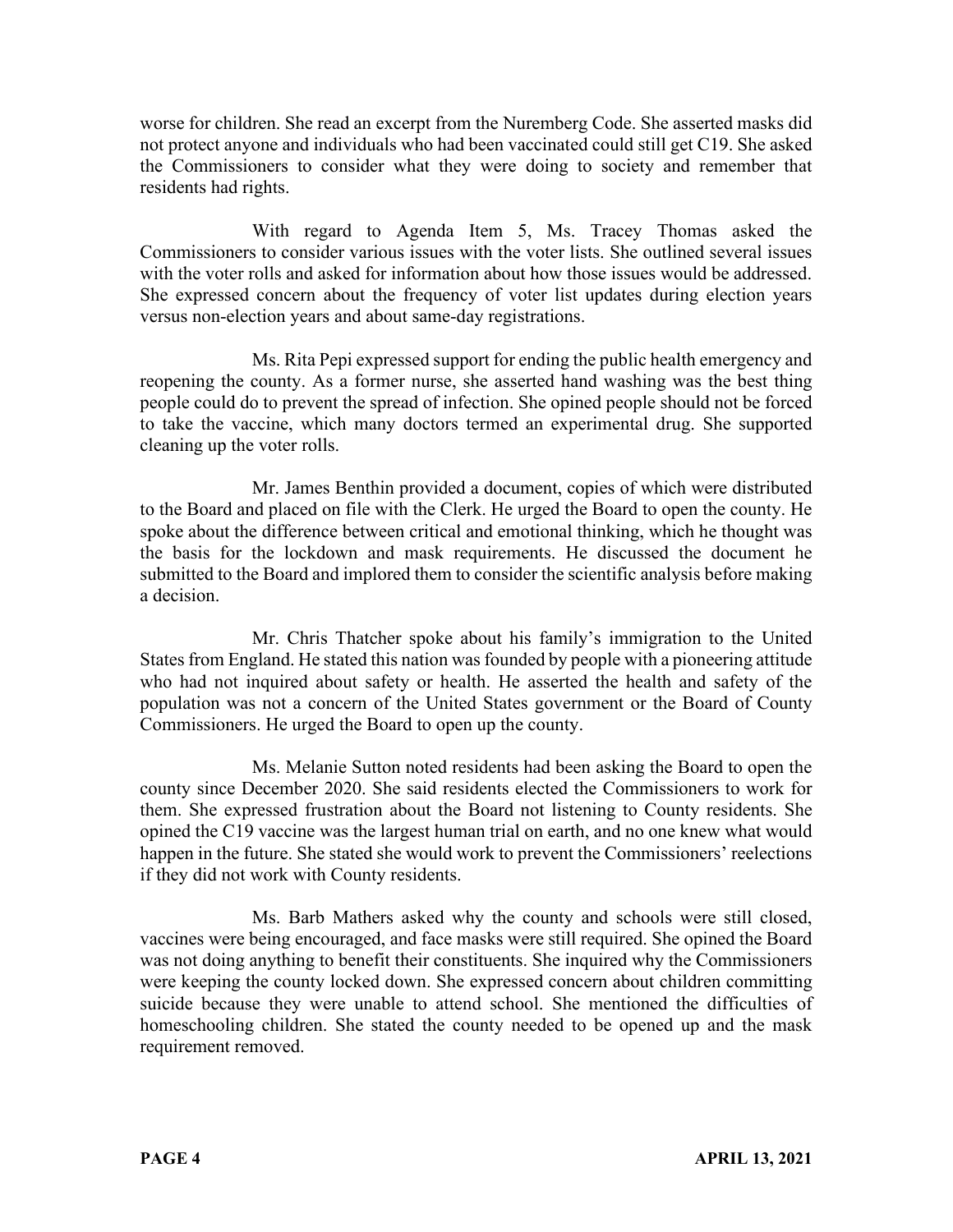worse for children. She read an excerpt from the Nuremberg Code. She asserted masks did not protect anyone and individuals who had been vaccinated could still get C19. She asked the Commissioners to consider what they were doing to society and remember that residents had rights.

With regard to Agenda Item 5, Ms. Tracey Thomas asked the Commissioners to consider various issues with the voter lists. She outlined several issues with the voter rolls and asked for information about how those issues would be addressed. She expressed concern about the frequency of voter list updates during election years versus non-election years and about same-day registrations.

Ms. Rita Pepi expressed support for ending the public health emergency and reopening the county. As a former nurse, she asserted hand washing was the best thing people could do to prevent the spread of infection. She opined people should not be forced to take the vaccine, which many doctors termed an experimental drug. She supported cleaning up the voter rolls.

Mr. James Benthin provided a document, copies of which were distributed to the Board and placed on file with the Clerk. He urged the Board to open the county. He spoke about the difference between critical and emotional thinking, which he thought was the basis for the lockdown and mask requirements. He discussed the document he submitted to the Board and implored them to consider the scientific analysis before making a decision.

Mr. Chris Thatcher spoke about his family's immigration to the United States from England. He stated this nation was founded by people with a pioneering attitude who had not inquired about safety or health. He asserted the health and safety of the population was not a concern of the United States government or the Board of County Commissioners. He urged the Board to open up the county.

Ms. Melanie Sutton noted residents had been asking the Board to open the county since December 2020. She said residents elected the Commissioners to work for them. She expressed frustration about the Board not listening to County residents. She opined the C19 vaccine was the largest human trial on earth, and no one knew what would happen in the future. She stated she would work to prevent the Commissioners' reelections if they did not work with County residents.

Ms. Barb Mathers asked why the county and schools were still closed, vaccines were being encouraged, and face masks were still required. She opined the Board was not doing anything to benefit their constituents. She inquired why the Commissioners were keeping the county locked down. She expressed concern about children committing suicide because they were unable to attend school. She mentioned the difficulties of homeschooling children. She stated the county needed to be opened up and the mask requirement removed.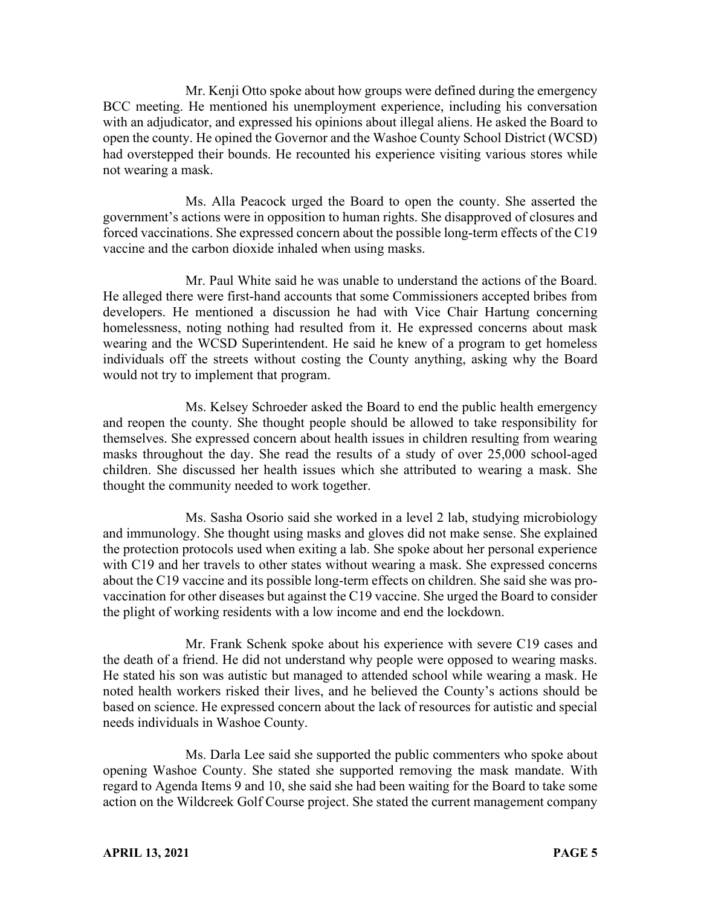Mr. Kenji Otto spoke about how groups were defined during the emergency BCC meeting. He mentioned his unemployment experience, including his conversation with an adjudicator, and expressed his opinions about illegal aliens. He asked the Board to open the county. He opined the Governor and the Washoe County School District (WCSD) had overstepped their bounds. He recounted his experience visiting various stores while not wearing a mask.

Ms. Alla Peacock urged the Board to open the county. She asserted the government's actions were in opposition to human rights. She disapproved of closures and forced vaccinations. She expressed concern about the possible long-term effects of the C19 vaccine and the carbon dioxide inhaled when using masks.

Mr. Paul White said he was unable to understand the actions of the Board. He alleged there were first-hand accounts that some Commissioners accepted bribes from developers. He mentioned a discussion he had with Vice Chair Hartung concerning homelessness, noting nothing had resulted from it. He expressed concerns about mask wearing and the WCSD Superintendent. He said he knew of a program to get homeless individuals off the streets without costing the County anything, asking why the Board would not try to implement that program.

Ms. Kelsey Schroeder asked the Board to end the public health emergency and reopen the county. She thought people should be allowed to take responsibility for themselves. She expressed concern about health issues in children resulting from wearing masks throughout the day. She read the results of a study of over 25,000 school-aged children. She discussed her health issues which she attributed to wearing a mask. She thought the community needed to work together.

Ms. Sasha Osorio said she worked in a level 2 lab, studying microbiology and immunology. She thought using masks and gloves did not make sense. She explained the protection protocols used when exiting a lab. She spoke about her personal experience with C19 and her travels to other states without wearing a mask. She expressed concerns about the C19 vaccine and its possible long-term effects on children. She said she was pro-vaccination for other diseases but against the C19 vaccine. She urged the Board to consider the plight of working residents with a low income and end the lockdown.

Mr. Frank Schenk spoke about his experience with severe C19 cases and the death of a friend. He did not understand why people were opposed to wearing masks. He stated his son was autistic but managed to attended school while wearing a mask. He noted health workers risked their lives, and he believed the County's actions should be based on science. He expressed concern about the lack of resources for autistic and special needs individuals in Washoe County.

Ms. Darla Lee said she supported the public commenters who spoke about opening Washoe County. She stated she supported removing the mask mandate. With regard to Agenda Items 9 and 10, she said she had been waiting for the Board to take some action on the Wildcreek Golf Course project. She stated the current management company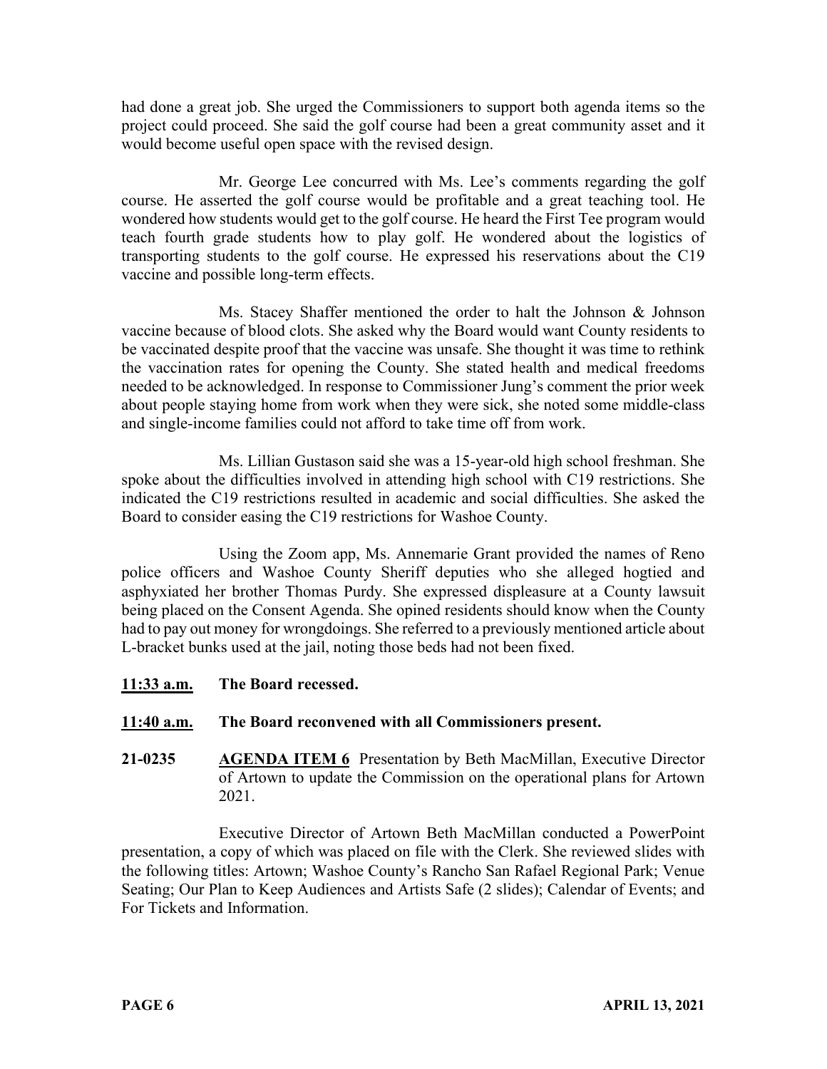had done a great job. She urged the Commissioners to support both agenda items so the project could proceed. She said the golf course had been a great community asset and it would become useful open space with the revised design.

Mr. George Lee concurred with Ms. Lee's comments regarding the golf course. He asserted the golf course would be profitable and a great teaching tool. He wondered how students would get to the golf course. He heard the First Tee program would teach fourth grade students how to play golf. He wondered about the logistics of transporting students to the golf course. He expressed his reservations about the C19 vaccine and possible long-term effects.

Ms. Stacey Shaffer mentioned the order to halt the Johnson & Johnson vaccine because of blood clots. She asked why the Board would want County residents to be vaccinated despite proof that the vaccine was unsafe. She thought it was time to rethink the vaccination rates for opening the County. She stated health and medical freedoms needed to be acknowledged. In response to Commissioner Jung's comment the prior week about people staying home from work when they were sick, she noted some middle-class and single-income families could not afford to take time off from work.

Ms. Lillian Gustason said she was a 15-year-old high school freshman. She spoke about the difficulties involved in attending high school with C19 restrictions. She indicated the C19 restrictions resulted in academic and social difficulties. She asked the Board to consider easing the C19 restrictions for Washoe County.

Using the Zoom app, Ms. Annemarie Grant provided the names of Reno police officers and Washoe County Sheriff deputies who she alleged hogtied and asphyxiated her brother Thomas Purdy. She expressed displeasure at a County lawsuit being placed on the Consent Agenda. She opined residents should know when the County had to pay out money for wrongdoings. She referred to a previously mentioned article about L-bracket bunks used at the jail, noting those beds had not been fixed.

**<u>11:33 a.m.</u> The Board recessed.**

**<u>11:40 a.m.</u> The Board reconvened with all Commissioners present.**

**21-0235 <u>AGENDA ITEM 6</u>** Presentation by Beth MacMillan, Executive Director of Artown to update the Commission on the operational plans for Artown 2021.

Executive Director of Artown Beth MacMillan conducted a PowerPoint presentation, a copy of which was placed on file with the Clerk. She reviewed slides with the following titles: Artown; Washoe County's Rancho San Rafael Regional Park; Venue Seating; Our Plan to Keep Audiences and Artists Safe (2 slides); Calendar of Events; and For Tickets and Information.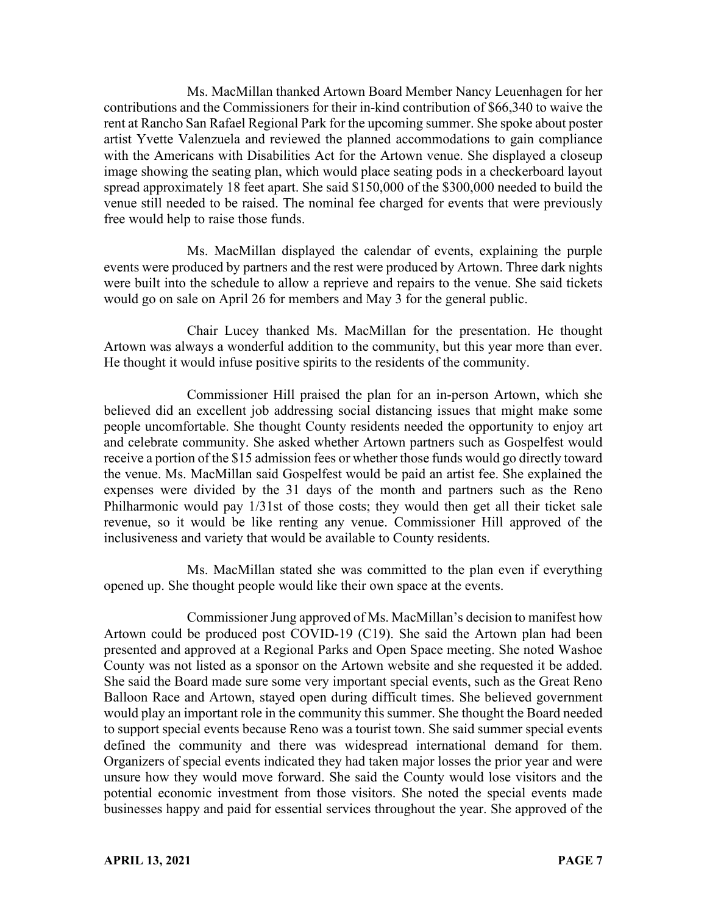Ms. MacMillan thanked Artown Board Member Nancy Leuenhagen for her contributions and the Commissioners for their in-kind contribution of $66,340 to waive the rent at Rancho San Rafael Regional Park for the upcoming summer. She spoke about poster artist Yvette Valenzuela and reviewed the planned accommodations to gain compliance with the Americans with Disabilities Act for the Artown venue. She displayed a closeup image showing the seating plan, which would place seating pods in a checkerboard layout spread approximately 18 feet apart. She said $150,000 of the $300,000 needed to build the venue still needed to be raised. The nominal fee charged for events that were previously free would help to raise those funds.

Ms. MacMillan displayed the calendar of events, explaining the purple events were produced by partners and the rest were produced by Artown. Three dark nights were built into the schedule to allow a reprieve and repairs to the venue. She said tickets would go on sale on April 26 for members and May 3 for the general public.

Chair Lucey thanked Ms. MacMillan for the presentation. He thought Artown was always a wonderful addition to the community, but this year more than ever. He thought it would infuse positive spirits to the residents of the community.

Commissioner Hill praised the plan for an in-person Artown, which she believed did an excellent job addressing social distancing issues that might make some people uncomfortable. She thought County residents needed the opportunity to enjoy art and celebrate community. She asked whether Artown partners such as Gospelfest would receive a portion of the $15 admission fees or whether those funds would go directly toward the venue. Ms. MacMillan said Gospelfest would be paid an artist fee. She explained the expenses were divided by the 31 days of the month and partners such as the Reno Philharmonic would pay 1/31st of those costs; they would then get all their ticket sale revenue, so it would be like renting any venue. Commissioner Hill approved of the inclusiveness and variety that would be available to County residents.

Ms. MacMillan stated she was committed to the plan even if everything opened up. She thought people would like their own space at the events.

Commissioner Jung approved of Ms. MacMillan's decision to manifest how Artown could be produced post COVID-19 (C19). She said the Artown plan had been presented and approved at a Regional Parks and Open Space meeting. She noted Washoe County was not listed as a sponsor on the Artown website and she requested it be added. She said the Board made sure some very important special events, such as the Great Reno Balloon Race and Artown, stayed open during difficult times. She believed government would play an important role in the community this summer. She thought the Board needed to support special events because Reno was a tourist town. She said summer special events defined the community and there was widespread international demand for them. Organizers of special events indicated they had taken major losses the prior year and were unsure how they would move forward. She said the County would lose visitors and the potential economic investment from those visitors. She noted the special events made businesses happy and paid for essential services throughout the year. She approved of the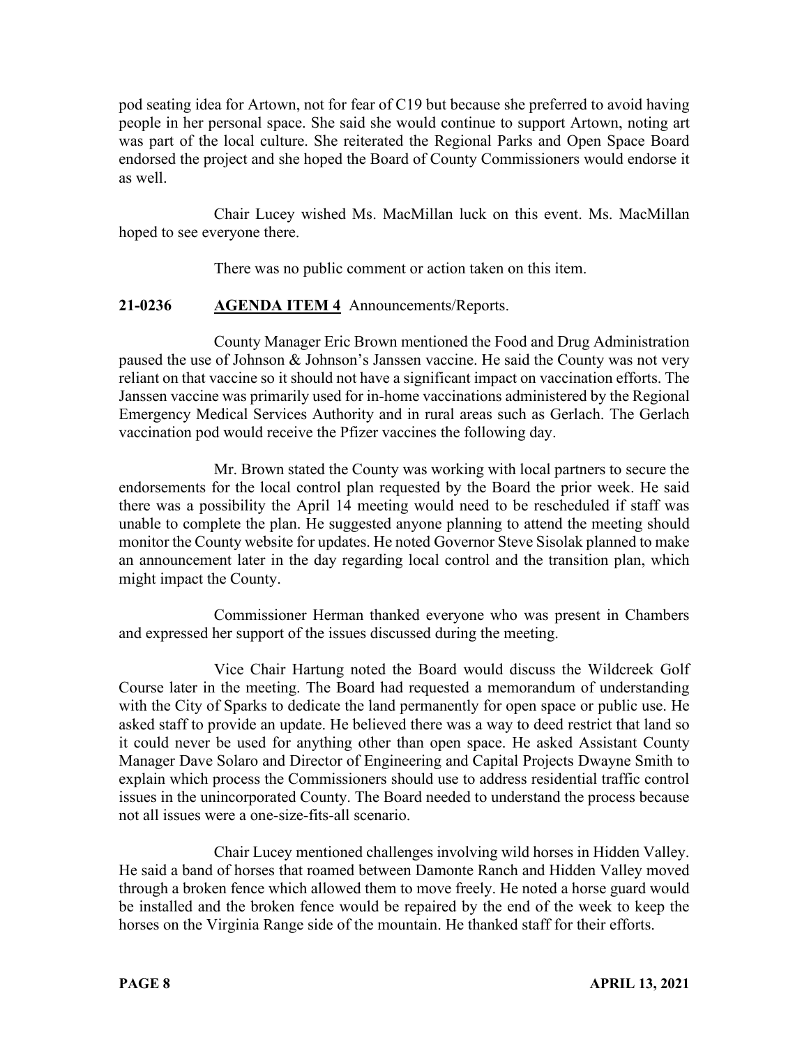pod seating idea for Artown, not for fear of C19 but because she preferred to avoid having people in her personal space. She said she would continue to support Artown, noting art was part of the local culture. She reiterated the Regional Parks and Open Space Board endorsed the project and she hoped the Board of County Commissioners would endorse it as well.

Chair Lucey wished Ms. MacMillan luck on this event. Ms. MacMillan hoped to see everyone there.

There was no public comment or action taken on this item.

**21-0236 AGENDA ITEM 4** Announcements/Reports.

County Manager Eric Brown mentioned the Food and Drug Administration paused the use of Johnson & Johnson's Janssen vaccine. He said the County was not very reliant on that vaccine so it should not have a significant impact on vaccination efforts. The Janssen vaccine was primarily used for in-home vaccinations administered by the Regional Emergency Medical Services Authority and in rural areas such as Gerlach. The Gerlach vaccination pod would receive the Pfizer vaccines the following day.

Mr. Brown stated the County was working with local partners to secure the endorsements for the local control plan requested by the Board the prior week. He said there was a possibility the April 14 meeting would need to be rescheduled if staff was unable to complete the plan. He suggested anyone planning to attend the meeting should monitor the County website for updates. He noted Governor Steve Sisolak planned to make an announcement later in the day regarding local control and the transition plan, which might impact the County.

Commissioner Herman thanked everyone who was present in Chambers and expressed her support of the issues discussed during the meeting.

Vice Chair Hartung noted the Board would discuss the Wildcreek Golf Course later in the meeting. The Board had requested a memorandum of understanding with the City of Sparks to dedicate the land permanently for open space or public use. He asked staff to provide an update. He believed there was a way to deed restrict that land so it could never be used for anything other than open space. He asked Assistant County Manager Dave Solaro and Director of Engineering and Capital Projects Dwayne Smith to explain which process the Commissioners should use to address residential traffic control issues in the unincorporated County. The Board needed to understand the process because not all issues were a one-size-fits-all scenario.

Chair Lucey mentioned challenges involving wild horses in Hidden Valley. He said a band of horses that roamed between Damonte Ranch and Hidden Valley moved through a broken fence which allowed them to move freely. He noted a horse guard would be installed and the broken fence would be repaired by the end of the week to keep the horses on the Virginia Range side of the mountain. He thanked staff for their efforts.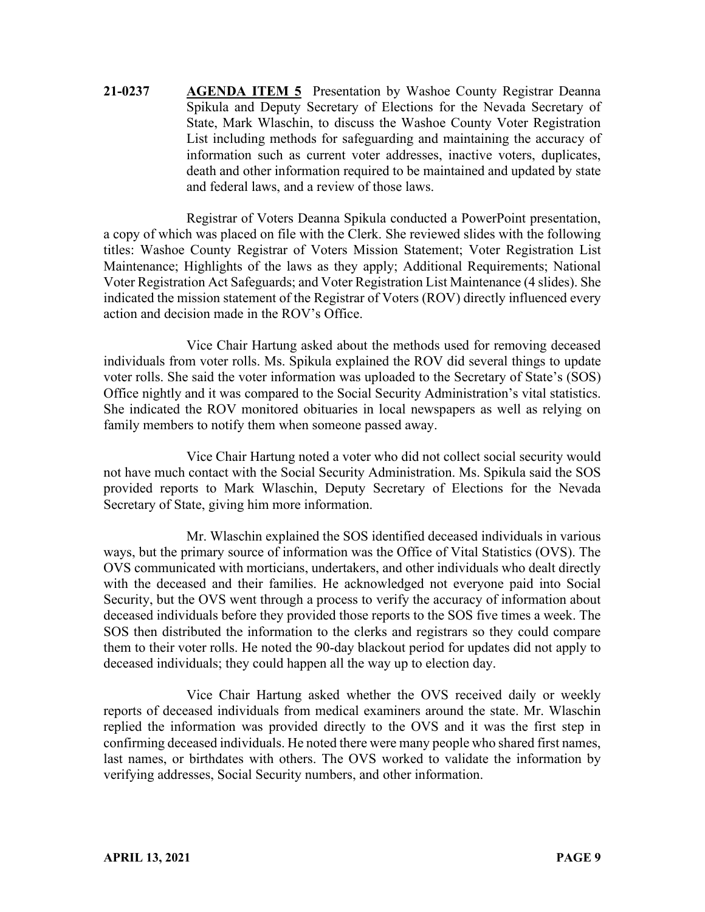**21-0237** **AGENDA ITEM 5** Presentation by Washoe County Registrar Deanna Spikula and Deputy Secretary of Elections for the Nevada Secretary of State, Mark Wlaschin, to discuss the Washoe County Voter Registration List including methods for safeguarding and maintaining the accuracy of information such as current voter addresses, inactive voters, duplicates, death and other information required to be maintained and updated by state and federal laws, and a review of those laws.

Registrar of Voters Deanna Spikula conducted a PowerPoint presentation, a copy of which was placed on file with the Clerk. She reviewed slides with the following titles: Washoe County Registrar of Voters Mission Statement; Voter Registration List Maintenance; Highlights of the laws as they apply; Additional Requirements; National Voter Registration Act Safeguards; and Voter Registration List Maintenance (4 slides). She indicated the mission statement of the Registrar of Voters (ROV) directly influenced every action and decision made in the ROV's Office.

Vice Chair Hartung asked about the methods used for removing deceased individuals from voter rolls. Ms. Spikula explained the ROV did several things to update voter rolls. She said the voter information was uploaded to the Secretary of State's (SOS) Office nightly and it was compared to the Social Security Administration's vital statistics. She indicated the ROV monitored obituaries in local newspapers as well as relying on family members to notify them when someone passed away.

Vice Chair Hartung noted a voter who did not collect social security would not have much contact with the Social Security Administration. Ms. Spikula said the SOS provided reports to Mark Wlaschin, Deputy Secretary of Elections for the Nevada Secretary of State, giving him more information.

Mr. Wlaschin explained the SOS identified deceased individuals in various ways, but the primary source of information was the Office of Vital Statistics (OVS). The OVS communicated with morticians, undertakers, and other individuals who dealt directly with the deceased and their families. He acknowledged not everyone paid into Social Security, but the OVS went through a process to verify the accuracy of information about deceased individuals before they provided those reports to the SOS five times a week. The SOS then distributed the information to the clerks and registrars so they could compare them to their voter rolls. He noted the 90-day blackout period for updates did not apply to deceased individuals; they could happen all the way up to election day.

Vice Chair Hartung asked whether the OVS received daily or weekly reports of deceased individuals from medical examiners around the state. Mr. Wlaschin replied the information was provided directly to the OVS and it was the first step in confirming deceased individuals. He noted there were many people who shared first names, last names, or birthdates with others. The OVS worked to validate the information by verifying addresses, Social Security numbers, and other information.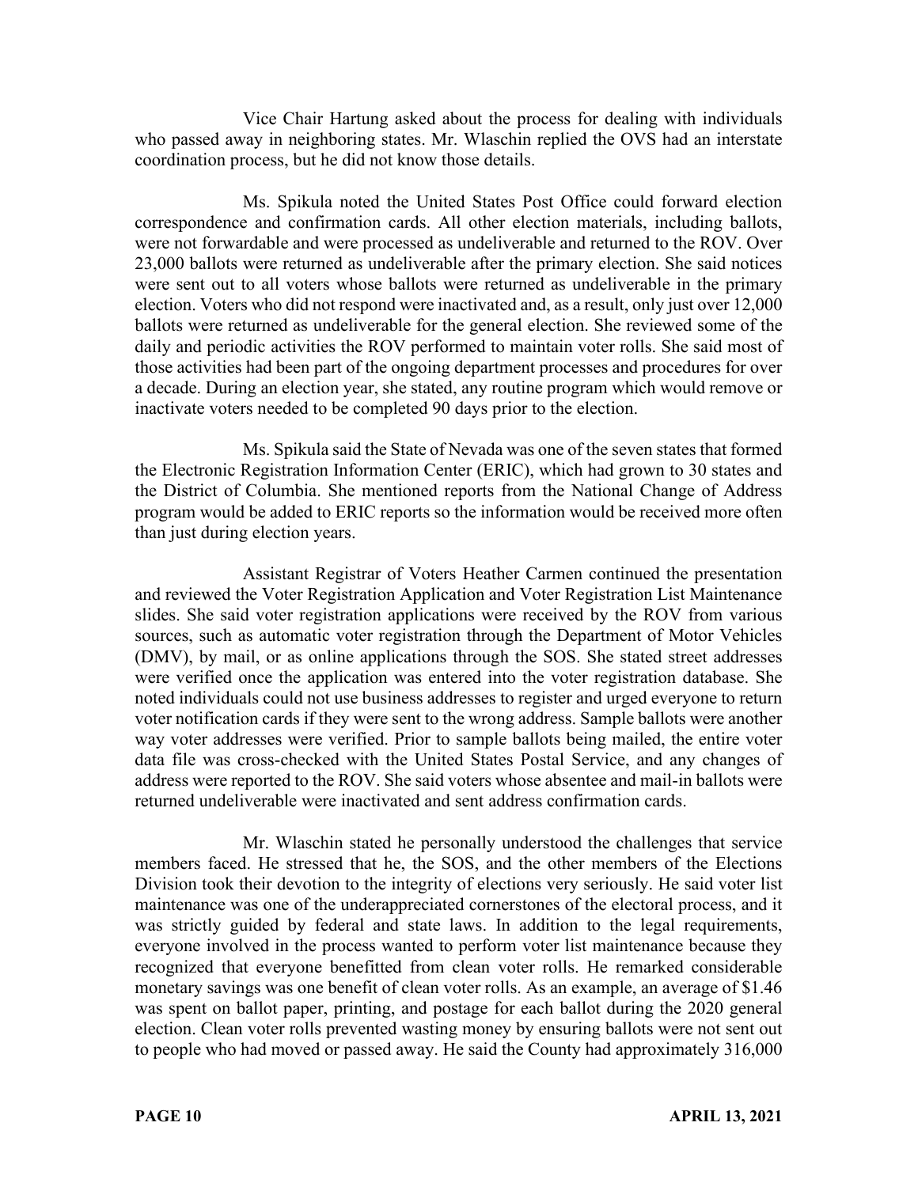Vice Chair Hartung asked about the process for dealing with individuals who passed away in neighboring states. Mr. Wlaschin replied the OVS had an interstate coordination process, but he did not know those details.

Ms. Spikula noted the United States Post Office could forward election correspondence and confirmation cards. All other election materials, including ballots, were not forwardable and were processed as undeliverable and returned to the ROV. Over 23,000 ballots were returned as undeliverable after the primary election. She said notices were sent out to all voters whose ballots were returned as undeliverable in the primary election. Voters who did not respond were inactivated and, as a result, only just over 12,000 ballots were returned as undeliverable for the general election. She reviewed some of the daily and periodic activities the ROV performed to maintain voter rolls. She said most of those activities had been part of the ongoing department processes and procedures for over a decade. During an election year, she stated, any routine program which would remove or inactivate voters needed to be completed 90 days prior to the election.

Ms. Spikula said the State of Nevada was one of the seven states that formed the Electronic Registration Information Center (ERIC), which had grown to 30 states and the District of Columbia. She mentioned reports from the National Change of Address program would be added to ERIC reports so the information would be received more often than just during election years.

Assistant Registrar of Voters Heather Carmen continued the presentation and reviewed the Voter Registration Application and Voter Registration List Maintenance slides. She said voter registration applications were received by the ROV from various sources, such as automatic voter registration through the Department of Motor Vehicles (DMV), by mail, or as online applications through the SOS. She stated street addresses were verified once the application was entered into the voter registration database. She noted individuals could not use business addresses to register and urged everyone to return voter notification cards if they were sent to the wrong address. Sample ballots were another way voter addresses were verified. Prior to sample ballots being mailed, the entire voter data file was cross-checked with the United States Postal Service, and any changes of address were reported to the ROV. She said voters whose absentee and mail-in ballots were returned undeliverable were inactivated and sent address confirmation cards.

Mr. Wlaschin stated he personally understood the challenges that service members faced. He stressed that he, the SOS, and the other members of the Elections Division took their devotion to the integrity of elections very seriously. He said voter list maintenance was one of the underappreciated cornerstones of the electoral process, and it was strictly guided by federal and state laws. In addition to the legal requirements, everyone involved in the process wanted to perform voter list maintenance because they recognized that everyone benefitted from clean voter rolls. He remarked considerable monetary savings was one benefit of clean voter rolls. As an example, an average of $1.46 was spent on ballot paper, printing, and postage for each ballot during the 2020 general election. Clean voter rolls prevented wasting money by ensuring ballots were not sent out to people who had moved or passed away. He said the County had approximately 316,000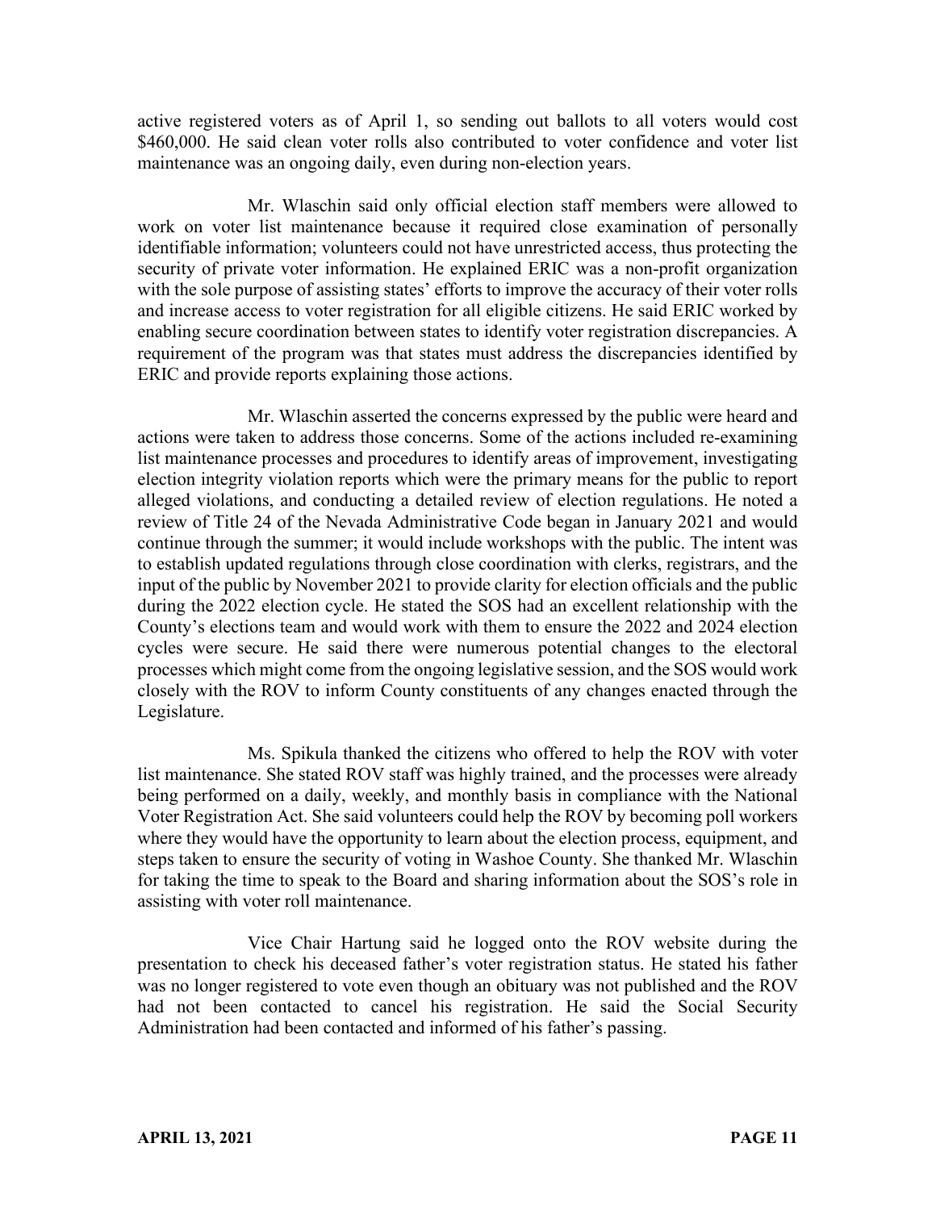active registered voters as of April 1, so sending out ballots to all voters would cost $460,000. He said clean voter rolls also contributed to voter confidence and voter list maintenance was an ongoing daily, even during non-election years.

Mr. Wlaschin said only official election staff members were allowed to work on voter list maintenance because it required close examination of personally identifiable information; volunteers could not have unrestricted access, thus protecting the security of private voter information. He explained ERIC was a non-profit organization with the sole purpose of assisting states' efforts to improve the accuracy of their voter rolls and increase access to voter registration for all eligible citizens. He said ERIC worked by enabling secure coordination between states to identify voter registration discrepancies. A requirement of the program was that states must address the discrepancies identified by ERIC and provide reports explaining those actions.

Mr. Wlaschin asserted the concerns expressed by the public were heard and actions were taken to address those concerns. Some of the actions included re-examining list maintenance processes and procedures to identify areas of improvement, investigating election integrity violation reports which were the primary means for the public to report alleged violations, and conducting a detailed review of election regulations. He noted a review of Title 24 of the Nevada Administrative Code began in January 2021 and would continue through the summer; it would include workshops with the public. The intent was to establish updated regulations through close coordination with clerks, registrars, and the input of the public by November 2021 to provide clarity for election officials and the public during the 2022 election cycle. He stated the SOS had an excellent relationship with the County's elections team and would work with them to ensure the 2022 and 2024 election cycles were secure. He said there were numerous potential changes to the electoral processes which might come from the ongoing legislative session, and the SOS would work closely with the ROV to inform County constituents of any changes enacted through the Legislature.

Ms. Spikula thanked the citizens who offered to help the ROV with voter list maintenance. She stated ROV staff was highly trained, and the processes were already being performed on a daily, weekly, and monthly basis in compliance with the National Voter Registration Act. She said volunteers could help the ROV by becoming poll workers where they would have the opportunity to learn about the election process, equipment, and steps taken to ensure the security of voting in Washoe County. She thanked Mr. Wlaschin for taking the time to speak to the Board and sharing information about the SOS's role in assisting with voter roll maintenance.

Vice Chair Hartung said he logged onto the ROV website during the presentation to check his deceased father's voter registration status. He stated his father was no longer registered to vote even though an obituary was not published and the ROV had not been contacted to cancel his registration. He said the Social Security Administration had been contacted and informed of his father's passing.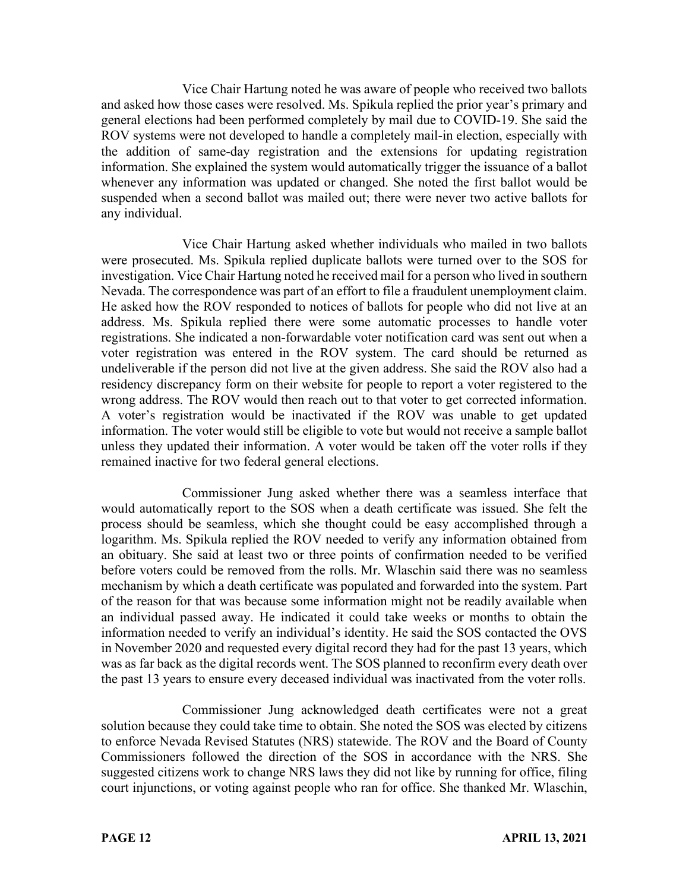Vice Chair Hartung noted he was aware of people who received two ballots and asked how those cases were resolved. Ms. Spikula replied the prior year's primary and general elections had been performed completely by mail due to COVID-19. She said the ROV systems were not developed to handle a completely mail-in election, especially with the addition of same-day registration and the extensions for updating registration information. She explained the system would automatically trigger the issuance of a ballot whenever any information was updated or changed. She noted the first ballot would be suspended when a second ballot was mailed out; there were never two active ballots for any individual.

Vice Chair Hartung asked whether individuals who mailed in two ballots were prosecuted. Ms. Spikula replied duplicate ballots were turned over to the SOS for investigation. Vice Chair Hartung noted he received mail for a person who lived in southern Nevada. The correspondence was part of an effort to file a fraudulent unemployment claim. He asked how the ROV responded to notices of ballots for people who did not live at an address. Ms. Spikula replied there were some automatic processes to handle voter registrations. She indicated a non-forwardable voter notification card was sent out when a voter registration was entered in the ROV system. The card should be returned as undeliverable if the person did not live at the given address. She said the ROV also had a residency discrepancy form on their website for people to report a voter registered to the wrong address. The ROV would then reach out to that voter to get corrected information. A voter's registration would be inactivated if the ROV was unable to get updated information. The voter would still be eligible to vote but would not receive a sample ballot unless they updated their information. A voter would be taken off the voter rolls if they remained inactive for two federal general elections.

Commissioner Jung asked whether there was a seamless interface that would automatically report to the SOS when a death certificate was issued. She felt the process should be seamless, which she thought could be easy accomplished through a logarithm. Ms. Spikula replied the ROV needed to verify any information obtained from an obituary. She said at least two or three points of confirmation needed to be verified before voters could be removed from the rolls. Mr. Wlaschin said there was no seamless mechanism by which a death certificate was populated and forwarded into the system. Part of the reason for that was because some information might not be readily available when an individual passed away. He indicated it could take weeks or months to obtain the information needed to verify an individual's identity. He said the SOS contacted the OVS in November 2020 and requested every digital record they had for the past 13 years, which was as far back as the digital records went. The SOS planned to reconfirm every death over the past 13 years to ensure every deceased individual was inactivated from the voter rolls.

Commissioner Jung acknowledged death certificates were not a great solution because they could take time to obtain. She noted the SOS was elected by citizens to enforce Nevada Revised Statutes (NRS) statewide. The ROV and the Board of County Commissioners followed the direction of the SOS in accordance with the NRS. She suggested citizens work to change NRS laws they did not like by running for office, filing court injunctions, or voting against people who ran for office. She thanked Mr. Wlaschin,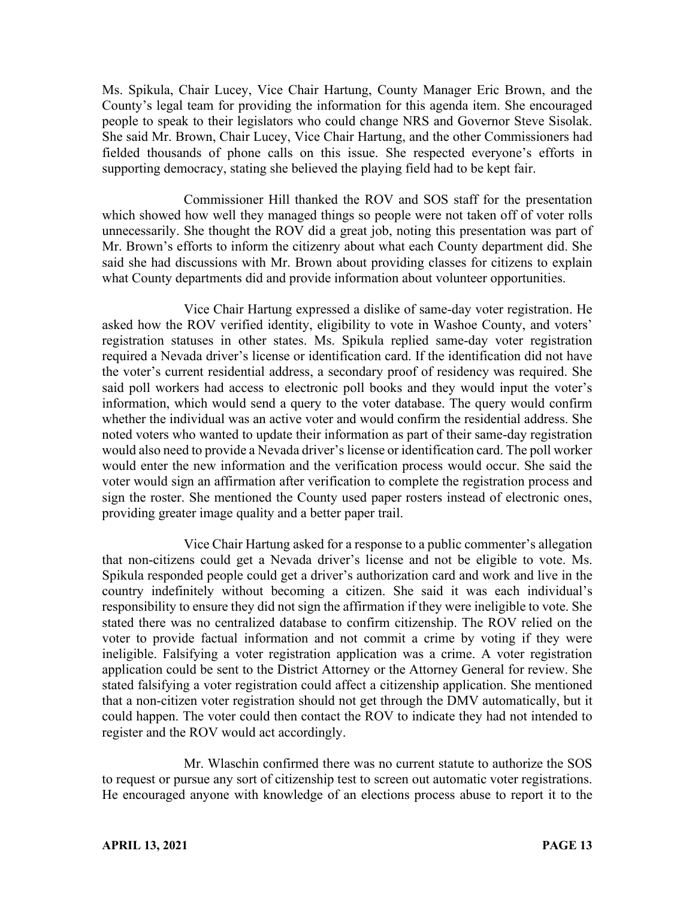Ms. Spikula, Chair Lucey, Vice Chair Hartung, County Manager Eric Brown, and the County's legal team for providing the information for this agenda item. She encouraged people to speak to their legislators who could change NRS and Governor Steve Sisolak. She said Mr. Brown, Chair Lucey, Vice Chair Hartung, and the other Commissioners had fielded thousands of phone calls on this issue. She respected everyone's efforts in supporting democracy, stating she believed the playing field had to be kept fair.

Commissioner Hill thanked the ROV and SOS staff for the presentation which showed how well they managed things so people were not taken off of voter rolls unnecessarily. She thought the ROV did a great job, noting this presentation was part of Mr. Brown's efforts to inform the citizenry about what each County department did. She said she had discussions with Mr. Brown about providing classes for citizens to explain what County departments did and provide information about volunteer opportunities.

Vice Chair Hartung expressed a dislike of same-day voter registration. He asked how the ROV verified identity, eligibility to vote in Washoe County, and voters' registration statuses in other states. Ms. Spikula replied same-day voter registration required a Nevada driver's license or identification card. If the identification did not have the voter's current residential address, a secondary proof of residency was required. She said poll workers had access to electronic poll books and they would input the voter's information, which would send a query to the voter database. The query would confirm whether the individual was an active voter and would confirm the residential address. She noted voters who wanted to update their information as part of their same-day registration would also need to provide a Nevada driver's license or identification card. The poll worker would enter the new information and the verification process would occur. She said the voter would sign an affirmation after verification to complete the registration process and sign the roster. She mentioned the County used paper rosters instead of electronic ones, providing greater image quality and a better paper trail.

Vice Chair Hartung asked for a response to a public commenter's allegation that non-citizens could get a Nevada driver's license and not be eligible to vote. Ms. Spikula responded people could get a driver's authorization card and work and live in the country indefinitely without becoming a citizen. She said it was each individual's responsibility to ensure they did not sign the affirmation if they were ineligible to vote. She stated there was no centralized database to confirm citizenship. The ROV relied on the voter to provide factual information and not commit a crime by voting if they were ineligible. Falsifying a voter registration application was a crime. A voter registration application could be sent to the District Attorney or the Attorney General for review. She stated falsifying a voter registration could affect a citizenship application. She mentioned that a non-citizen voter registration should not get through the DMV automatically, but it could happen. The voter could then contact the ROV to indicate they had not intended to register and the ROV would act accordingly.

Mr. Wlaschin confirmed there was no current statute to authorize the SOS to request or pursue any sort of citizenship test to screen out automatic voter registrations. He encouraged anyone with knowledge of an elections process abuse to report it to the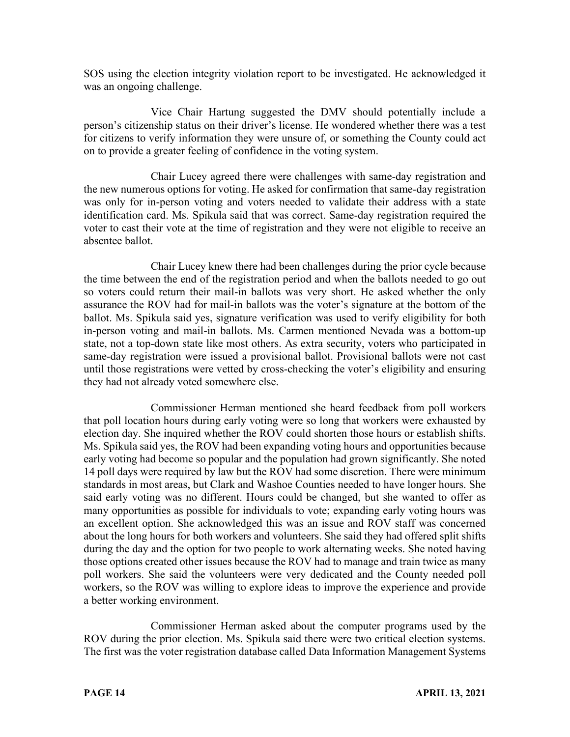SOS using the election integrity violation report to be investigated. He acknowledged it was an ongoing challenge.

Vice Chair Hartung suggested the DMV should potentially include a person's citizenship status on their driver's license. He wondered whether there was a test for citizens to verify information they were unsure of, or something the County could act on to provide a greater feeling of confidence in the voting system.

Chair Lucey agreed there were challenges with same-day registration and the new numerous options for voting. He asked for confirmation that same-day registration was only for in-person voting and voters needed to validate their address with a state identification card. Ms. Spikula said that was correct. Same-day registration required the voter to cast their vote at the time of registration and they were not eligible to receive an absentee ballot.

Chair Lucey knew there had been challenges during the prior cycle because the time between the end of the registration period and when the ballots needed to go out so voters could return their mail-in ballots was very short. He asked whether the only assurance the ROV had for mail-in ballots was the voter's signature at the bottom of the ballot. Ms. Spikula said yes, signature verification was used to verify eligibility for both in-person voting and mail-in ballots. Ms. Carmen mentioned Nevada was a bottom-up state, not a top-down state like most others. As extra security, voters who participated in same-day registration were issued a provisional ballot. Provisional ballots were not cast until those registrations were vetted by cross-checking the voter's eligibility and ensuring they had not already voted somewhere else.

Commissioner Herman mentioned she heard feedback from poll workers that poll location hours during early voting were so long that workers were exhausted by election day. She inquired whether the ROV could shorten those hours or establish shifts. Ms. Spikula said yes, the ROV had been expanding voting hours and opportunities because early voting had become so popular and the population had grown significantly. She noted 14 poll days were required by law but the ROV had some discretion. There were minimum standards in most areas, but Clark and Washoe Counties needed to have longer hours. She said early voting was no different. Hours could be changed, but she wanted to offer as many opportunities as possible for individuals to vote; expanding early voting hours was an excellent option. She acknowledged this was an issue and ROV staff was concerned about the long hours for both workers and volunteers. She said they had offered split shifts during the day and the option for two people to work alternating weeks. She noted having those options created other issues because the ROV had to manage and train twice as many poll workers. She said the volunteers were very dedicated and the County needed poll workers, so the ROV was willing to explore ideas to improve the experience and provide a better working environment.

Commissioner Herman asked about the computer programs used by the ROV during the prior election. Ms. Spikula said there were two critical election systems. The first was the voter registration database called Data Information Management Systems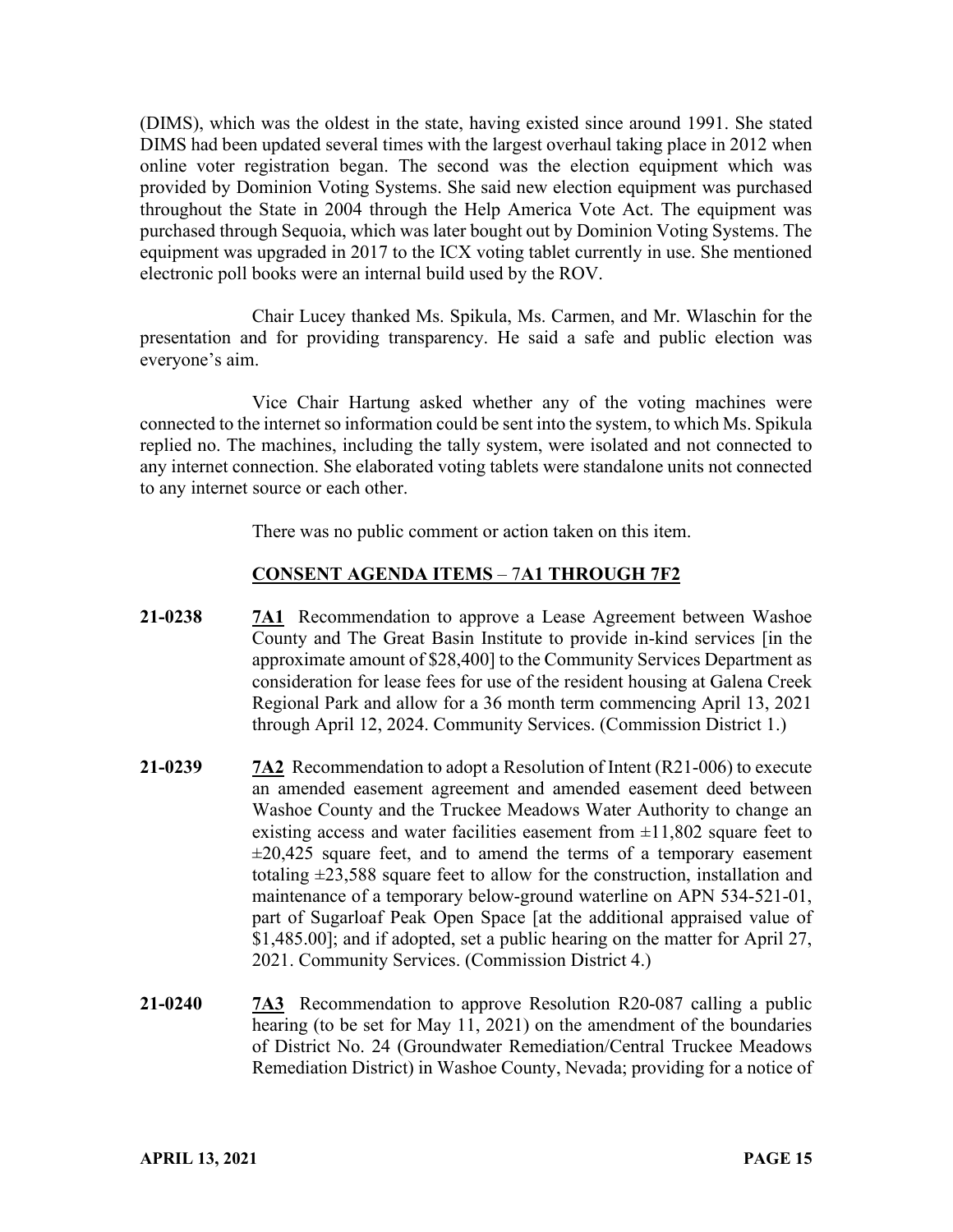(DIMS), which was the oldest in the state, having existed since around 1991. She stated DIMS had been updated several times with the largest overhaul taking place in 2012 when online voter registration began. The second was the election equipment which was provided by Dominion Voting Systems. She said new election equipment was purchased throughout the State in 2004 through the Help America Vote Act. The equipment was purchased through Sequoia, which was later bought out by Dominion Voting Systems. The equipment was upgraded in 2017 to the ICX voting tablet currently in use. She mentioned electronic poll books were an internal build used by the ROV.

Chair Lucey thanked Ms. Spikula, Ms. Carmen, and Mr. Wlaschin for the presentation and for providing transparency. He said a safe and public election was everyone's aim.

Vice Chair Hartung asked whether any of the voting machines were connected to the internet so information could be sent into the system, to which Ms. Spikula replied no. The machines, including the tally system, were isolated and not connected to any internet connection. She elaborated voting tablets were standalone units not connected to any internet source or each other.

There was no public comment or action taken on this item.

**CONSENT AGENDA ITEMS – 7A1 THROUGH 7F2**

**21-0238** **7A1** Recommendation to approve a Lease Agreement between Washoe County and The Great Basin Institute to provide in-kind services [in the approximate amount of $28,400] to the Community Services Department as consideration for lease fees for use of the resident housing at Galena Creek Regional Park and allow for a 36 month term commencing April 13, 2021 through April 12, 2024. Community Services. (Commission District 1.)

**21-0239** **7A2** Recommendation to adopt a Resolution of Intent (R21-006) to execute an amended easement agreement and amended easement deed between Washoe County and the Truckee Meadows Water Authority to change an existing access and water facilities easement from ±11,802 square feet to ±20,425 square feet, and to amend the terms of a temporary easement totaling ±23,588 square feet to allow for the construction, installation and maintenance of a temporary below-ground waterline on APN 534-521-01, part of Sugarloaf Peak Open Space [at the additional appraised value of $1,485.00]; and if adopted, set a public hearing on the matter for April 27, 2021. Community Services. (Commission District 4.)

**21-0240** **7A3** Recommendation to approve Resolution R20-087 calling a public hearing (to be set for May 11, 2021) on the amendment of the boundaries of District No. 24 (Groundwater Remediation/Central Truckee Meadows Remediation District) in Washoe County, Nevada; providing for a notice of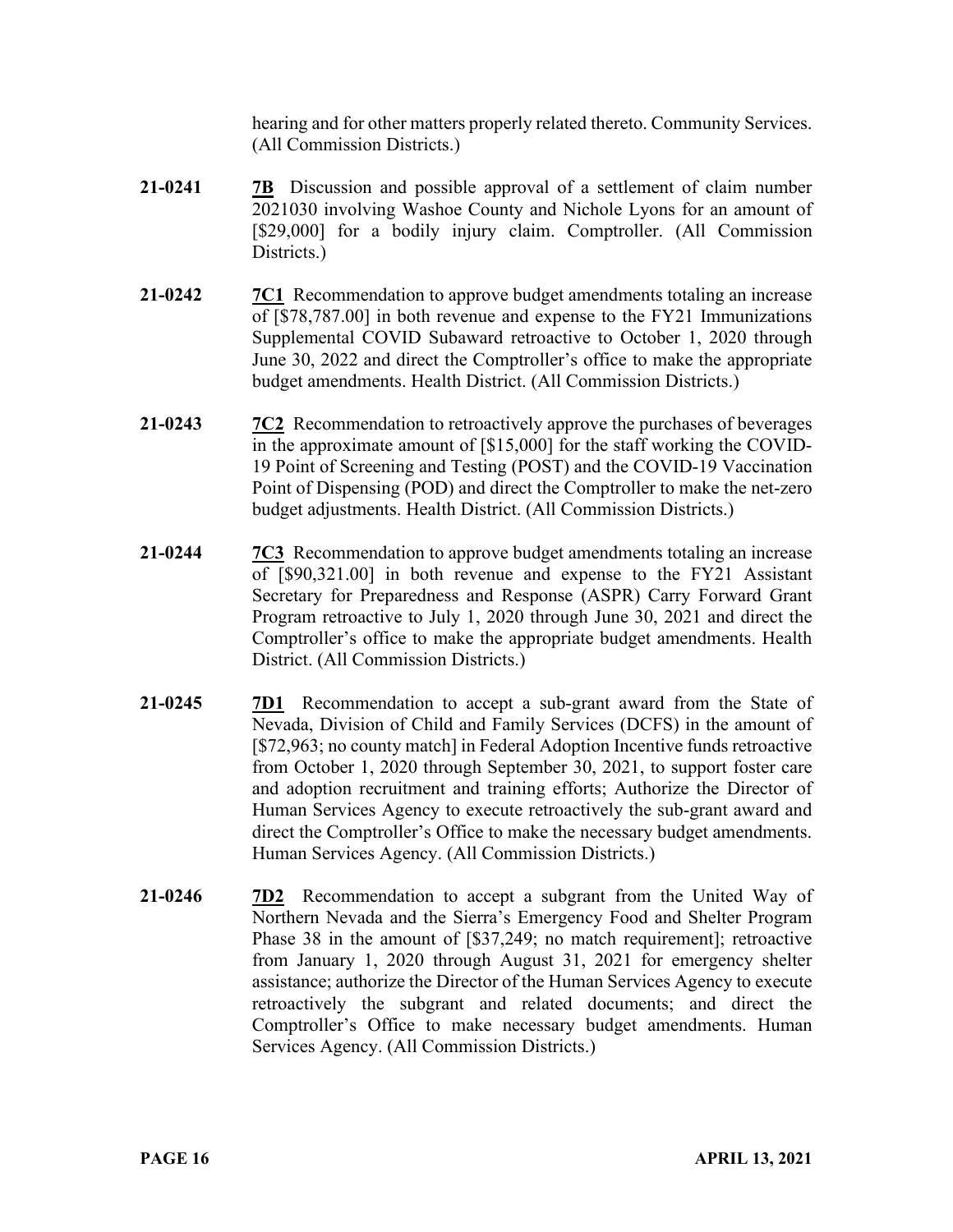hearing and for other matters properly related thereto. Community Services. (All Commission Districts.)

**21-0241** **7B** Discussion and possible approval of a settlement of claim number 2021030 involving Washoe County and Nichole Lyons for an amount of [$29,000] for a bodily injury claim. Comptroller. (All Commission Districts.)

**21-0242** **7C1** Recommendation to approve budget amendments totaling an increase of [$78,787.00] in both revenue and expense to the FY21 Immunizations Supplemental COVID Subaward retroactive to October 1, 2020 through June 30, 2022 and direct the Comptroller's office to make the appropriate budget amendments. Health District. (All Commission Districts.)

**21-0243** **7C2** Recommendation to retroactively approve the purchases of beverages in the approximate amount of [$15,000] for the staff working the COVID-19 Point of Screening and Testing (POST) and the COVID-19 Vaccination Point of Dispensing (POD) and direct the Comptroller to make the net-zero budget adjustments. Health District. (All Commission Districts.)

**21-0244** **7C3** Recommendation to approve budget amendments totaling an increase of [$90,321.00] in both revenue and expense to the FY21 Assistant Secretary for Preparedness and Response (ASPR) Carry Forward Grant Program retroactive to July 1, 2020 through June 30, 2021 and direct the Comptroller's office to make the appropriate budget amendments. Health District. (All Commission Districts.)

**21-0245** **7D1** Recommendation to accept a sub-grant award from the State of Nevada, Division of Child and Family Services (DCFS) in the amount of [$72,963; no county match] in Federal Adoption Incentive funds retroactive from October 1, 2020 through September 30, 2021, to support foster care and adoption recruitment and training efforts; Authorize the Director of Human Services Agency to execute retroactively the sub-grant award and direct the Comptroller's Office to make the necessary budget amendments. Human Services Agency. (All Commission Districts.)

**21-0246** **7D2** Recommendation to accept a subgrant from the United Way of Northern Nevada and the Sierra's Emergency Food and Shelter Program Phase 38 in the amount of [$37,249; no match requirement]; retroactive from January 1, 2020 through August 31, 2021 for emergency shelter assistance; authorize the Director of the Human Services Agency to execute retroactively the subgrant and related documents; and direct the Comptroller's Office to make necessary budget amendments. Human Services Agency. (All Commission Districts.)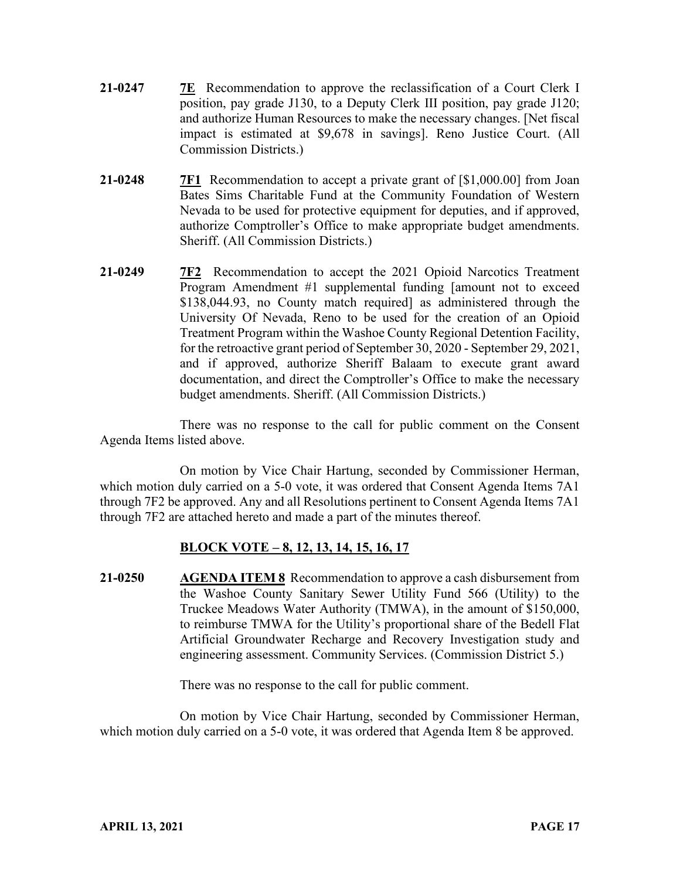**21-0247** **7E** Recommendation to approve the reclassification of a Court Clerk I position, pay grade J130, to a Deputy Clerk III position, pay grade J120; and authorize Human Resources to make the necessary changes. [Net fiscal impact is estimated at $9,678 in savings]. Reno Justice Court. (All Commission Districts.)

**21-0248** **7F1** Recommendation to accept a private grant of [$1,000.00] from Joan Bates Sims Charitable Fund at the Community Foundation of Western Nevada to be used for protective equipment for deputies, and if approved, authorize Comptroller's Office to make appropriate budget amendments. Sheriff. (All Commission Districts.)

**21-0249** **7F2** Recommendation to accept the 2021 Opioid Narcotics Treatment Program Amendment #1 supplemental funding [amount not to exceed $138,044.93, no County match required] as administered through the University Of Nevada, Reno to be used for the creation of an Opioid Treatment Program within the Washoe County Regional Detention Facility, for the retroactive grant period of September 30, 2020 - September 29, 2021, and if approved, authorize Sheriff Balaam to execute grant award documentation, and direct the Comptroller's Office to make the necessary budget amendments. Sheriff. (All Commission Districts.)

There was no response to the call for public comment on the Consent Agenda Items listed above.

On motion by Vice Chair Hartung, seconded by Commissioner Herman, which motion duly carried on a 5-0 vote, it was ordered that Consent Agenda Items 7A1 through 7F2 be approved. Any and all Resolutions pertinent to Consent Agenda Items 7A1 through 7F2 are attached hereto and made a part of the minutes thereof.

**BLOCK VOTE – 8, 12, 13, 14, 15, 16, 17**

**21-0250** **AGENDA ITEM 8** Recommendation to approve a cash disbursement from the Washoe County Sanitary Sewer Utility Fund 566 (Utility) to the Truckee Meadows Water Authority (TMWA), in the amount of $150,000, to reimburse TMWA for the Utility's proportional share of the Bedell Flat Artificial Groundwater Recharge and Recovery Investigation study and engineering assessment. Community Services. (Commission District 5.)

There was no response to the call for public comment.

On motion by Vice Chair Hartung, seconded by Commissioner Herman, which motion duly carried on a 5-0 vote, it was ordered that Agenda Item 8 be approved.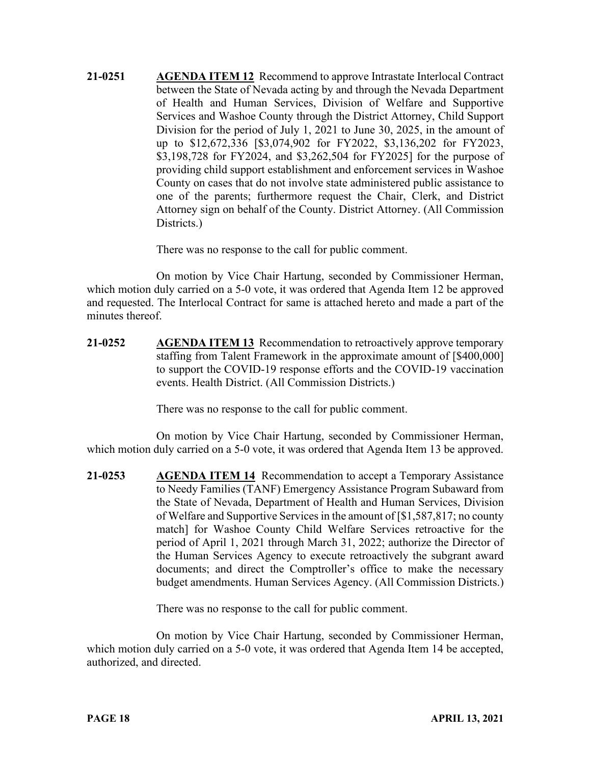**21-0251** **AGENDA ITEM 12** Recommend to approve Intrastate Interlocal Contract between the State of Nevada acting by and through the Nevada Department of Health and Human Services, Division of Welfare and Supportive Services and Washoe County through the District Attorney, Child Support Division for the period of July 1, 2021 to June 30, 2025, in the amount of up to $12,672,336 [$3,074,902 for FY2022, $3,136,202 for FY2023, $3,198,728 for FY2024, and $3,262,504 for FY2025] for the purpose of providing child support establishment and enforcement services in Washoe County on cases that do not involve state administered public assistance to one of the parents; furthermore request the Chair, Clerk, and District Attorney sign on behalf of the County. District Attorney. (All Commission Districts.)

There was no response to the call for public comment.

On motion by Vice Chair Hartung, seconded by Commissioner Herman, which motion duly carried on a 5-0 vote, it was ordered that Agenda Item 12 be approved and requested. The Interlocal Contract for same is attached hereto and made a part of the minutes thereof.

**21-0252** **AGENDA ITEM 13** Recommendation to retroactively approve temporary staffing from Talent Framework in the approximate amount of [$400,000] to support the COVID-19 response efforts and the COVID-19 vaccination events. Health District. (All Commission Districts.)

There was no response to the call for public comment.

On motion by Vice Chair Hartung, seconded by Commissioner Herman, which motion duly carried on a 5-0 vote, it was ordered that Agenda Item 13 be approved.

**21-0253** **AGENDA ITEM 14** Recommendation to accept a Temporary Assistance to Needy Families (TANF) Emergency Assistance Program Subaward from the State of Nevada, Department of Health and Human Services, Division of Welfare and Supportive Services in the amount of [$1,587,817; no county match] for Washoe County Child Welfare Services retroactive for the period of April 1, 2021 through March 31, 2022; authorize the Director of the Human Services Agency to execute retroactively the subgrant award documents; and direct the Comptroller's office to make the necessary budget amendments. Human Services Agency. (All Commission Districts.)

There was no response to the call for public comment.

On motion by Vice Chair Hartung, seconded by Commissioner Herman, which motion duly carried on a 5-0 vote, it was ordered that Agenda Item 14 be accepted, authorized, and directed.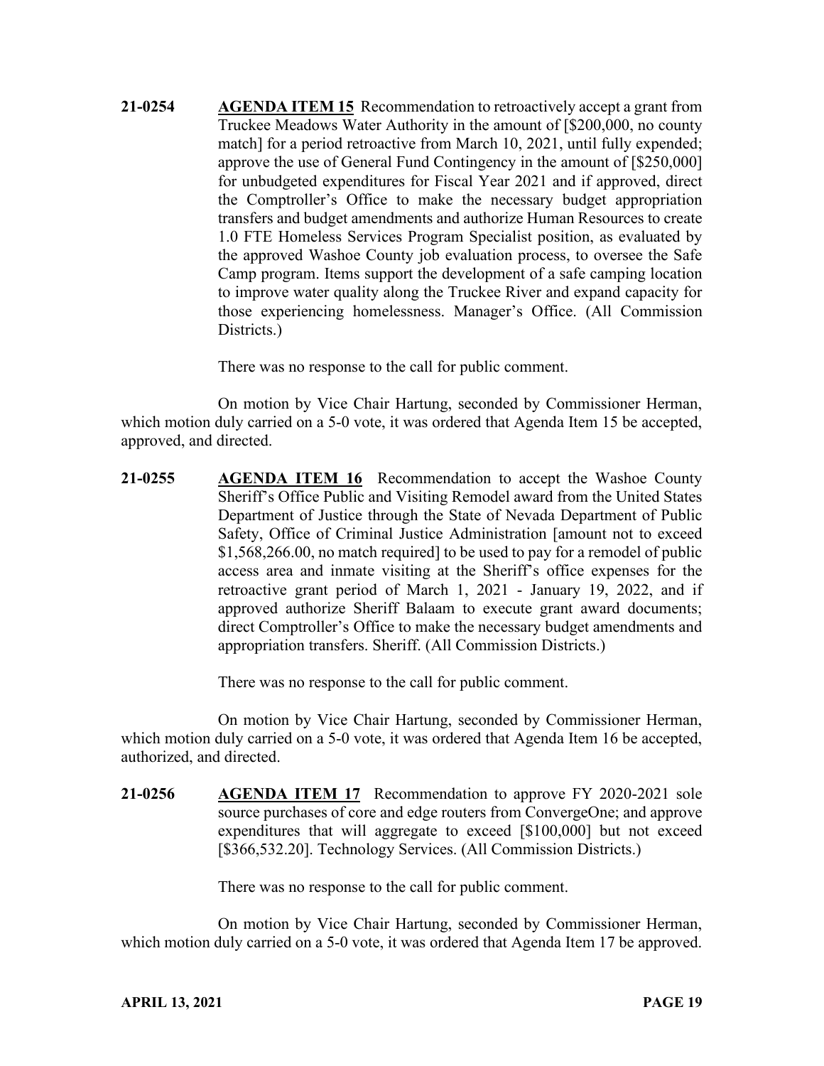**21-0254** **AGENDA ITEM 15** Recommendation to retroactively accept a grant from Truckee Meadows Water Authority in the amount of [$200,000, no county match] for a period retroactive from March 10, 2021, until fully expended; approve the use of General Fund Contingency in the amount of [$250,000] for unbudgeted expenditures for Fiscal Year 2021 and if approved, direct the Comptroller's Office to make the necessary budget appropriation transfers and budget amendments and authorize Human Resources to create 1.0 FTE Homeless Services Program Specialist position, as evaluated by the approved Washoe County job evaluation process, to oversee the Safe Camp program. Items support the development of a safe camping location to improve water quality along the Truckee River and expand capacity for those experiencing homelessness. Manager's Office. (All Commission Districts.)

There was no response to the call for public comment.

On motion by Vice Chair Hartung, seconded by Commissioner Herman, which motion duly carried on a 5-0 vote, it was ordered that Agenda Item 15 be accepted, approved, and directed.

**21-0255** **AGENDA ITEM 16** Recommendation to accept the Washoe County Sheriff's Office Public and Visiting Remodel award from the United States Department of Justice through the State of Nevada Department of Public Safety, Office of Criminal Justice Administration [amount not to exceed $1,568,266.00, no match required] to be used to pay for a remodel of public access area and inmate visiting at the Sheriff's office expenses for the retroactive grant period of March 1, 2021 - January 19, 2022, and if approved authorize Sheriff Balaam to execute grant award documents; direct Comptroller's Office to make the necessary budget amendments and appropriation transfers. Sheriff. (All Commission Districts.)

There was no response to the call for public comment.

On motion by Vice Chair Hartung, seconded by Commissioner Herman, which motion duly carried on a 5-0 vote, it was ordered that Agenda Item 16 be accepted, authorized, and directed.

**21-0256** **AGENDA ITEM 17** Recommendation to approve FY 2020-2021 sole source purchases of core and edge routers from ConvergeOne; and approve expenditures that will aggregate to exceed [$100,000] but not exceed [$366,532.20]. Technology Services. (All Commission Districts.)

There was no response to the call for public comment.

On motion by Vice Chair Hartung, seconded by Commissioner Herman, which motion duly carried on a 5-0 vote, it was ordered that Agenda Item 17 be approved.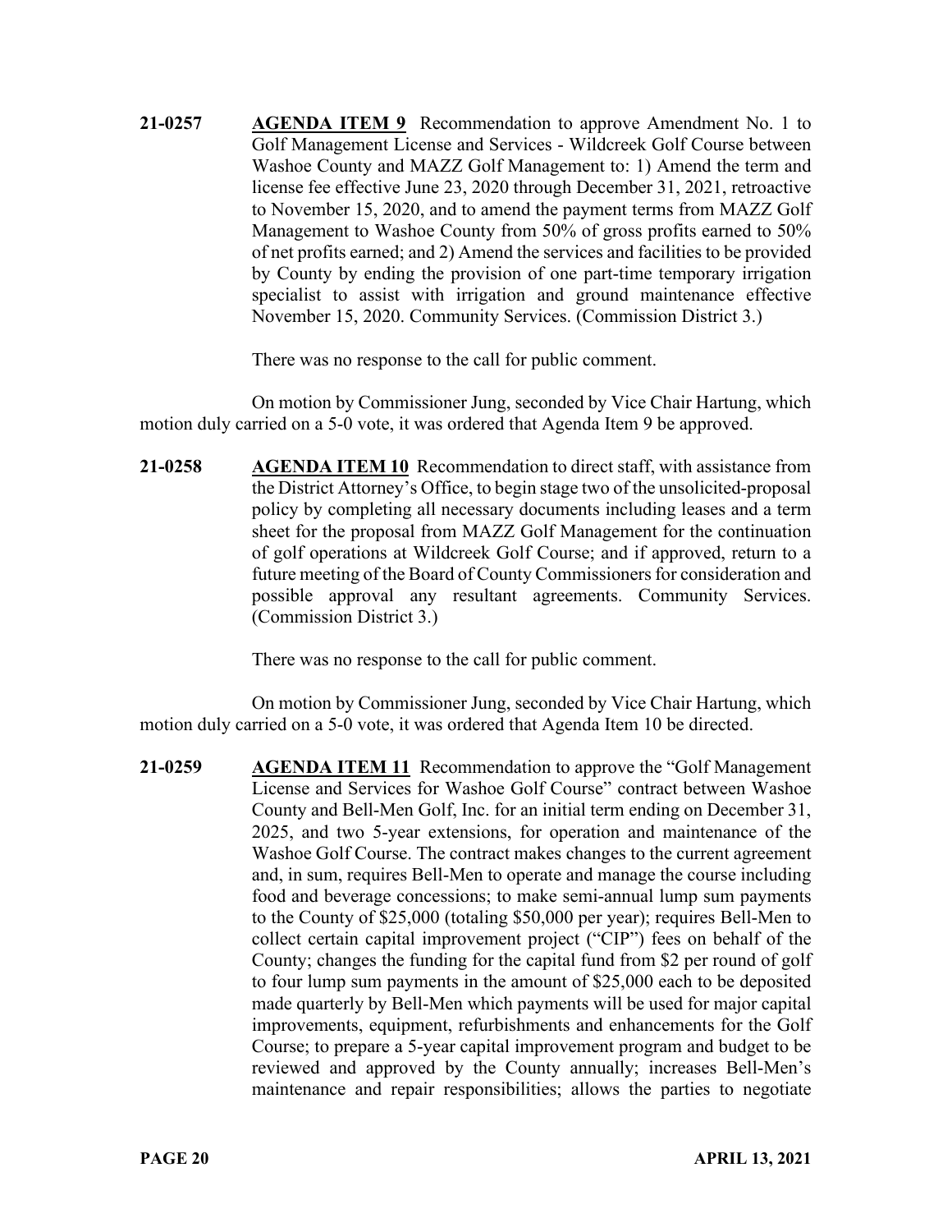**21-0257** **AGENDA ITEM 9** Recommendation to approve Amendment No. 1 to Golf Management License and Services - Wildcreek Golf Course between Washoe County and MAZZ Golf Management to: 1) Amend the term and license fee effective June 23, 2020 through December 31, 2021, retroactive to November 15, 2020, and to amend the payment terms from MAZZ Golf Management to Washoe County from 50% of gross profits earned to 50% of net profits earned; and 2) Amend the services and facilities to be provided by County by ending the provision of one part-time temporary irrigation specialist to assist with irrigation and ground maintenance effective November 15, 2020. Community Services. (Commission District 3.)

There was no response to the call for public comment.

On motion by Commissioner Jung, seconded by Vice Chair Hartung, which motion duly carried on a 5-0 vote, it was ordered that Agenda Item 9 be approved.

**21-0258** **AGENDA ITEM 10** Recommendation to direct staff, with assistance from the District Attorney's Office, to begin stage two of the unsolicited-proposal policy by completing all necessary documents including leases and a term sheet for the proposal from MAZZ Golf Management for the continuation of golf operations at Wildcreek Golf Course; and if approved, return to a future meeting of the Board of County Commissioners for consideration and possible approval any resultant agreements. Community Services. (Commission District 3.)

There was no response to the call for public comment.

On motion by Commissioner Jung, seconded by Vice Chair Hartung, which motion duly carried on a 5-0 vote, it was ordered that Agenda Item 10 be directed.

**21-0259** **AGENDA ITEM 11** Recommendation to approve the "Golf Management License and Services for Washoe Golf Course" contract between Washoe County and Bell-Men Golf, Inc. for an initial term ending on December 31, 2025, and two 5-year extensions, for operation and maintenance of the Washoe Golf Course. The contract makes changes to the current agreement and, in sum, requires Bell-Men to operate and manage the course including food and beverage concessions; to make semi-annual lump sum payments to the County of $25,000 (totaling $50,000 per year); requires Bell-Men to collect certain capital improvement project ("CIP") fees on behalf of the County; changes the funding for the capital fund from $2 per round of golf to four lump sum payments in the amount of $25,000 each to be deposited made quarterly by Bell-Men which payments will be used for major capital improvements, equipment, refurbishments and enhancements for the Golf Course; to prepare a 5-year capital improvement program and budget to be reviewed and approved by the County annually; increases Bell-Men's maintenance and repair responsibilities; allows the parties to negotiate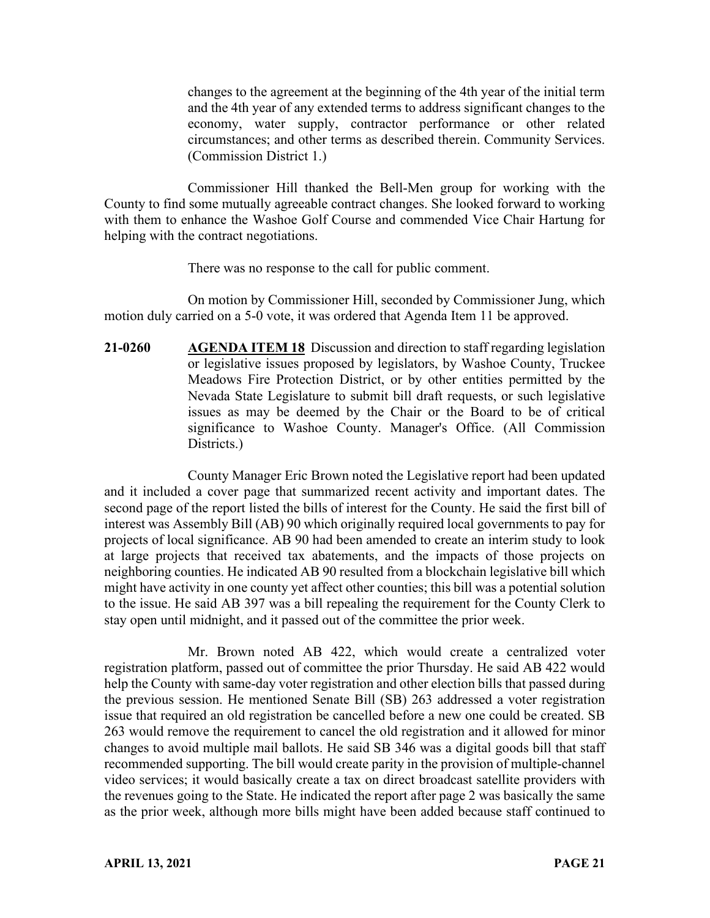changes to the agreement at the beginning of the 4th year of the initial term and the 4th year of any extended terms to address significant changes to the economy, water supply, contractor performance or other related circumstances; and other terms as described therein. Community Services. (Commission District 1.)

Commissioner Hill thanked the Bell-Men group for working with the County to find some mutually agreeable contract changes. She looked forward to working with them to enhance the Washoe Golf Course and commended Vice Chair Hartung for helping with the contract negotiations.

There was no response to the call for public comment.

On motion by Commissioner Hill, seconded by Commissioner Jung, which motion duly carried on a 5-0 vote, it was ordered that Agenda Item 11 be approved.

**21-0260** **AGENDA ITEM 18** Discussion and direction to staff regarding legislation or legislative issues proposed by legislators, by Washoe County, Truckee Meadows Fire Protection District, or by other entities permitted by the Nevada State Legislature to submit bill draft requests, or such legislative issues as may be deemed by the Chair or the Board to be of critical significance to Washoe County. Manager's Office. (All Commission Districts.)

County Manager Eric Brown noted the Legislative report had been updated and it included a cover page that summarized recent activity and important dates. The second page of the report listed the bills of interest for the County. He said the first bill of interest was Assembly Bill (AB) 90 which originally required local governments to pay for projects of local significance. AB 90 had been amended to create an interim study to look at large projects that received tax abatements, and the impacts of those projects on neighboring counties. He indicated AB 90 resulted from a blockchain legislative bill which might have activity in one county yet affect other counties; this bill was a potential solution to the issue. He said AB 397 was a bill repealing the requirement for the County Clerk to stay open until midnight, and it passed out of the committee the prior week.

Mr. Brown noted AB 422, which would create a centralized voter registration platform, passed out of committee the prior Thursday. He said AB 422 would help the County with same-day voter registration and other election bills that passed during the previous session. He mentioned Senate Bill (SB) 263 addressed a voter registration issue that required an old registration be cancelled before a new one could be created. SB 263 would remove the requirement to cancel the old registration and it allowed for minor changes to avoid multiple mail ballots. He said SB 346 was a digital goods bill that staff recommended supporting. The bill would create parity in the provision of multiple-channel video services; it would basically create a tax on direct broadcast satellite providers with the revenues going to the State. He indicated the report after page 2 was basically the same as the prior week, although more bills might have been added because staff continued to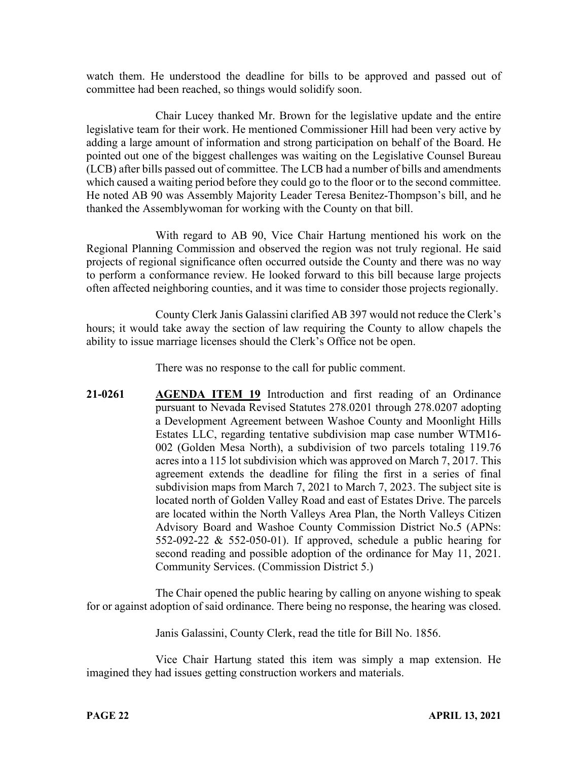watch them. He understood the deadline for bills to be approved and passed out of committee had been reached, so things would solidify soon.

Chair Lucey thanked Mr. Brown for the legislative update and the entire legislative team for their work. He mentioned Commissioner Hill had been very active by adding a large amount of information and strong participation on behalf of the Board. He pointed out one of the biggest challenges was waiting on the Legislative Counsel Bureau (LCB) after bills passed out of committee. The LCB had a number of bills and amendments which caused a waiting period before they could go to the floor or to the second committee. He noted AB 90 was Assembly Majority Leader Teresa Benitez-Thompson's bill, and he thanked the Assemblywoman for working with the County on that bill.

With regard to AB 90, Vice Chair Hartung mentioned his work on the Regional Planning Commission and observed the region was not truly regional. He said projects of regional significance often occurred outside the County and there was no way to perform a conformance review. He looked forward to this bill because large projects often affected neighboring counties, and it was time to consider those projects regionally.

County Clerk Janis Galassini clarified AB 397 would not reduce the Clerk's hours; it would take away the section of law requiring the County to allow chapels the ability to issue marriage licenses should the Clerk's Office not be open.

There was no response to the call for public comment.

**21-0261** **AGENDA ITEM 19** Introduction and first reading of an Ordinance pursuant to Nevada Revised Statutes 278.0201 through 278.0207 adopting a Development Agreement between Washoe County and Moonlight Hills Estates LLC, regarding tentative subdivision map case number WTM16-002 (Golden Mesa North), a subdivision of two parcels totaling 119.76 acres into a 115 lot subdivision which was approved on March 7, 2017. This agreement extends the deadline for filing the first in a series of final subdivision maps from March 7, 2021 to March 7, 2023. The subject site is located north of Golden Valley Road and east of Estates Drive. The parcels are located within the North Valleys Area Plan, the North Valleys Citizen Advisory Board and Washoe County Commission District No.5 (APNs: 552-092-22 & 552-050-01). If approved, schedule a public hearing for second reading and possible adoption of the ordinance for May 11, 2021. Community Services. (Commission District 5.)

The Chair opened the public hearing by calling on anyone wishing to speak for or against adoption of said ordinance. There being no response, the hearing was closed.

Janis Galassini, County Clerk, read the title for Bill No. 1856.

Vice Chair Hartung stated this item was simply a map extension. He imagined they had issues getting construction workers and materials.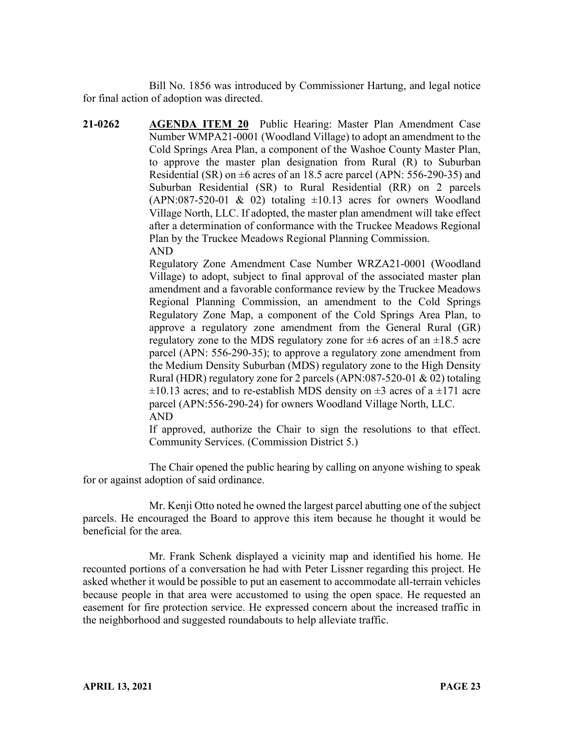Bill No. 1856 was introduced by Commissioner Hartung, and legal notice for final action of adoption was directed.

**21-0262** **AGENDA ITEM 20** Public Hearing: Master Plan Amendment Case Number WMPA21-0001 (Woodland Village) to adopt an amendment to the Cold Springs Area Plan, a component of the Washoe County Master Plan, to approve the master plan designation from Rural (R) to Suburban Residential (SR) on ±6 acres of an 18.5 acre parcel (APN: 556-290-35) and Suburban Residential (SR) to Rural Residential (RR) on 2 parcels (APN:087-520-01 & 02) totaling ±10.13 acres for owners Woodland Village North, LLC. If adopted, the master plan amendment will take effect after a determination of conformance with the Truckee Meadows Regional Plan by the Truckee Meadows Regional Planning Commission.

AND

Regulatory Zone Amendment Case Number WRZA21-0001 (Woodland Village) to adopt, subject to final approval of the associated master plan amendment and a favorable conformance review by the Truckee Meadows Regional Planning Commission, an amendment to the Cold Springs Regulatory Zone Map, a component of the Cold Springs Area Plan, to approve a regulatory zone amendment from the General Rural (GR) regulatory zone to the MDS regulatory zone for ±6 acres of an ±18.5 acre parcel (APN: 556-290-35); to approve a regulatory zone amendment from the Medium Density Suburban (MDS) regulatory zone to the High Density Rural (HDR) regulatory zone for 2 parcels (APN:087-520-01 & 02) totaling ±10.13 acres; and to re-establish MDS density on ±3 acres of a ±171 acre parcel (APN:556-290-24) for owners Woodland Village North, LLC.

AND

If approved, authorize the Chair to sign the resolutions to that effect. Community Services. (Commission District 5.)

The Chair opened the public hearing by calling on anyone wishing to speak for or against adoption of said ordinance.

Mr. Kenji Otto noted he owned the largest parcel abutting one of the subject parcels. He encouraged the Board to approve this item because he thought it would be beneficial for the area.

Mr. Frank Schenk displayed a vicinity map and identified his home. He recounted portions of a conversation he had with Peter Lissner regarding this project. He asked whether it would be possible to put an easement to accommodate all-terrain vehicles because people in that area were accustomed to using the open space. He requested an easement for fire protection service. He expressed concern about the increased traffic in the neighborhood and suggested roundabouts to help alleviate traffic.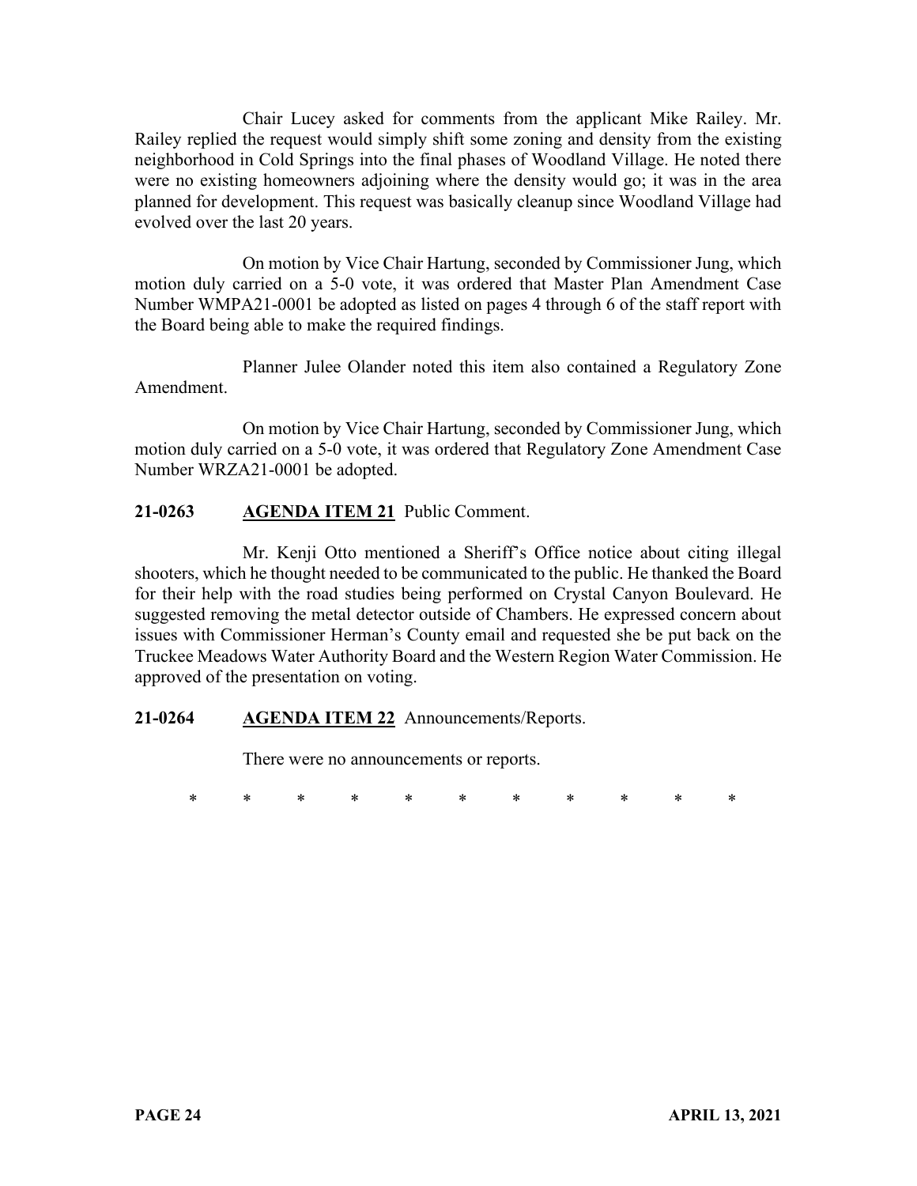Chair Lucey asked for comments from the applicant Mike Railey. Mr. Railey replied the request would simply shift some zoning and density from the existing neighborhood in Cold Springs into the final phases of Woodland Village. He noted there were no existing homeowners adjoining where the density would go; it was in the area planned for development. This request was basically cleanup since Woodland Village had evolved over the last 20 years.

On motion by Vice Chair Hartung, seconded by Commissioner Jung, which motion duly carried on a 5-0 vote, it was ordered that Master Plan Amendment Case Number WMPA21-0001 be adopted as listed on pages 4 through 6 of the staff report with the Board being able to make the required findings.

Planner Julee Olander noted this item also contained a Regulatory Zone Amendment.

On motion by Vice Chair Hartung, seconded by Commissioner Jung, which motion duly carried on a 5-0 vote, it was ordered that Regulatory Zone Amendment Case Number WRZA21-0001 be adopted.

**21-0263 AGENDA ITEM 21** Public Comment.

Mr. Kenji Otto mentioned a Sheriff's Office notice about citing illegal shooters, which he thought needed to be communicated to the public. He thanked the Board for their help with the road studies being performed on Crystal Canyon Boulevard. He suggested removing the metal detector outside of Chambers. He expressed concern about issues with Commissioner Herman's County email and requested she be put back on the Truckee Meadows Water Authority Board and the Western Region Water Commission. He approved of the presentation on voting.

**21-0264 AGENDA ITEM 22** Announcements/Reports.

There were no announcements or reports.

\* \* \* \* \* \* \* \* \* \* \*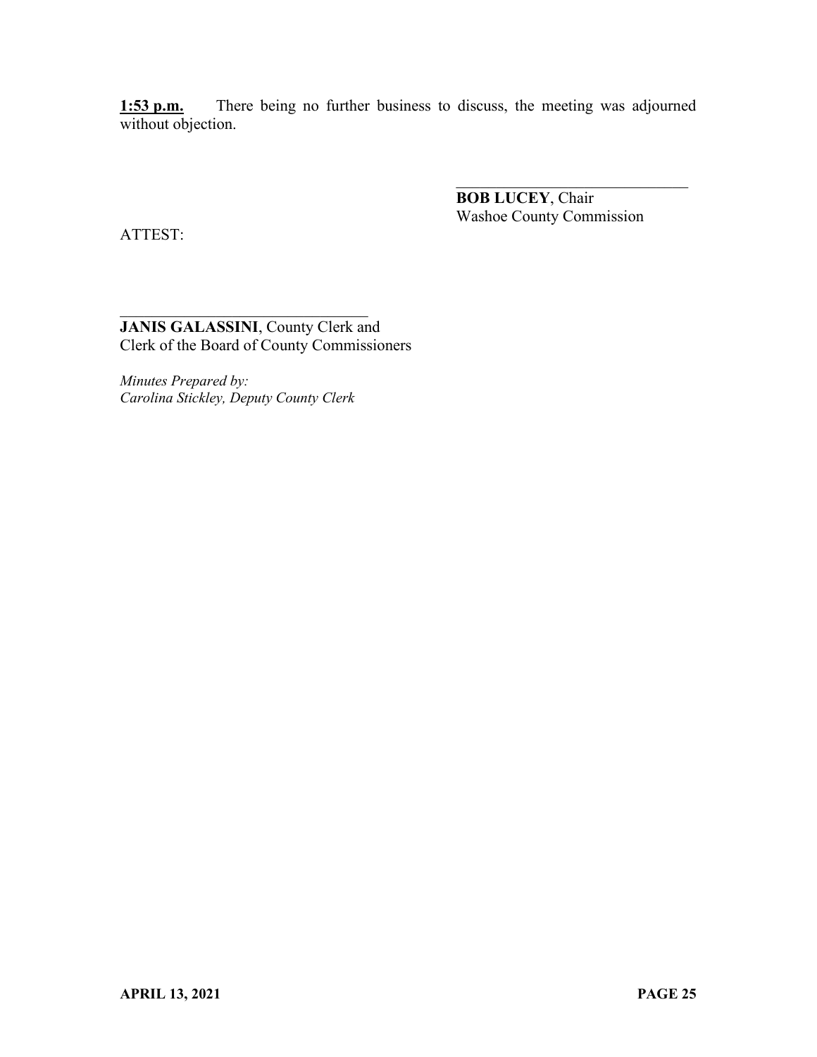**1:53 p.m.** There being no further business to discuss, the meeting was adjourned without objection.

\_\_\_\_\_\_\_\_\_\_\_\_\_\_\_\_\_\_\_\_\_\_\_\_\_\_\_\_\_\_

**BOB LUCEY**, Chair
Washoe County Commission

ATTEST:

\_\_\_\_\_\_\_\_\_\_\_\_\_\_\_\_\_\_\_\_\_\_\_\_\_\_\_\_\_\_

**JANIS GALASSINI**, County Clerk and
Clerk of the Board of County Commissioners

*Minutes Prepared by:*
*Carolina Stickley, Deputy County Clerk*